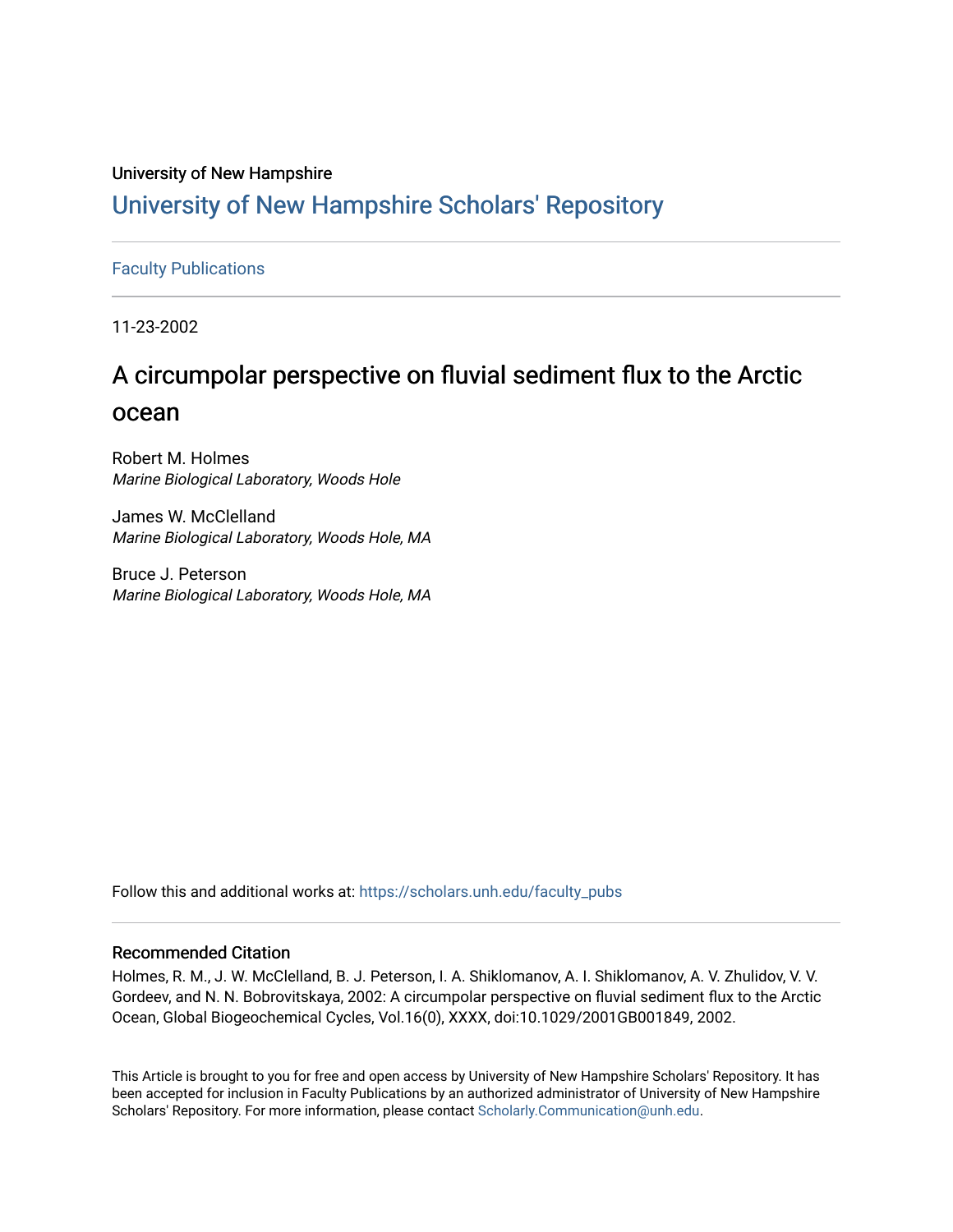University of New Hampshire

# University of New Hampshire Scholars' Repository

Faculty Publications

11-23-2002

# A circumpolar perspective on fluvial sediment flux to the Arctic ocean

Robert M. Holmes
*Marine Biological Laboratory, Woods Hole*

James W. McClelland
*Marine Biological Laboratory, Woods Hole, MA*

Bruce J. Peterson
*Marine Biological Laboratory, Woods Hole, MA*

Follow this and additional works at: https://scholars.unh.edu/faculty_pubs

## Recommended Citation

Holmes, R. M., J. W. McClelland, B. J. Peterson, I. A. Shiklomanov, A. I. Shiklomanov, A. V. Zhulidov, V. V. Gordeev, and N. N. Bobrovitskaya, 2002: A circumpolar perspective on fluvial sediment flux to the Arctic Ocean, Global Biogeochemical Cycles, Vol.16(0), XXXX, doi:10.1029/2001GB001849, 2002.

This Article is brought to you for free and open access by University of New Hampshire Scholars' Repository. It has been accepted for inclusion in Faculty Publications by an authorized administrator of University of New Hampshire Scholars' Repository. For more information, please contact Scholarly.Communication@unh.edu.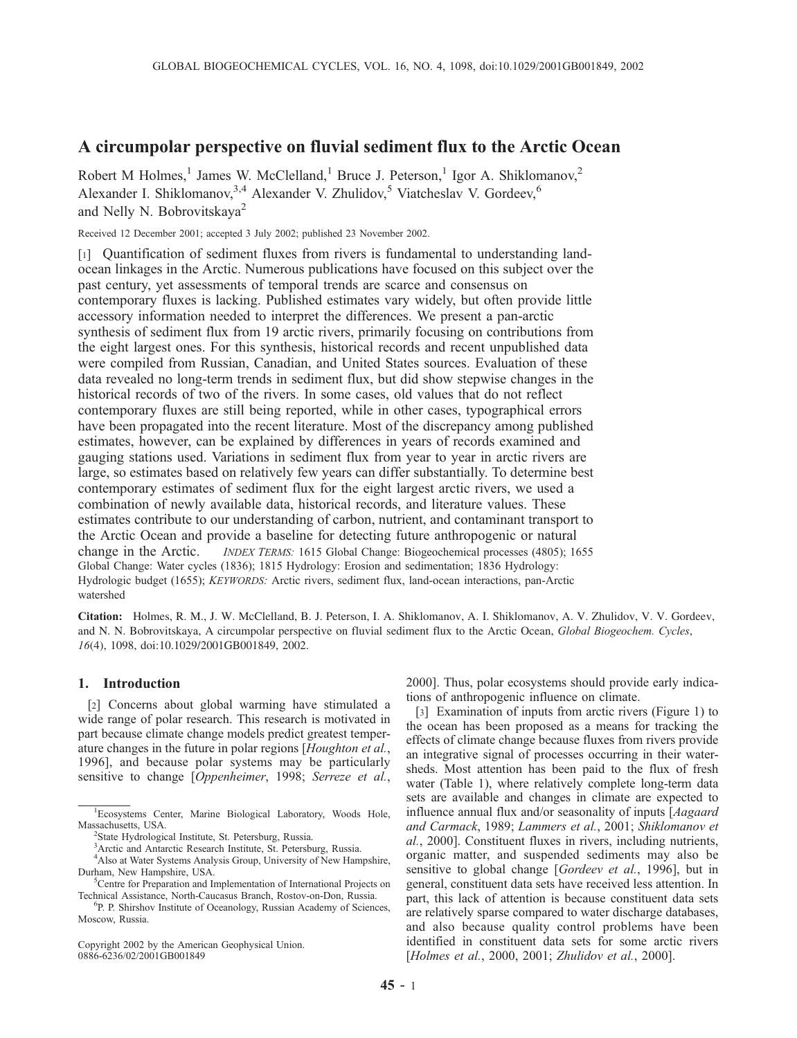# A circumpolar perspective on fluvial sediment flux to the Arctic Ocean

Robert M Holmes,[1] James W. McClelland,[1] Bruce J. Peterson,[1] Igor A. Shiklomanov,[2] Alexander I. Shiklomanov,[3,4] Alexander V. Zhulidov,[5] Viatcheslav V. Gordeev,[6] and Nelly N. Bobrovitskaya[2]

Received 12 December 2001; accepted 3 July 2002; published 23 November 2002.

[1] Quantification of sediment fluxes from rivers is fundamental to understanding land-ocean linkages in the Arctic. Numerous publications have focused on this subject over the past century, yet assessments of temporal trends are scarce and consensus on contemporary fluxes is lacking. Published estimates vary widely, but often provide little accessory information needed to interpret the differences. We present a pan-arctic synthesis of sediment flux from 19 arctic rivers, primarily focusing on contributions from the eight largest ones. For this synthesis, historical records and recent unpublished data were compiled from Russian, Canadian, and United States sources. Evaluation of these data revealed no long-term trends in sediment flux, but did show stepwise changes in the historical records of two of the rivers. In some cases, old values that do not reflect contemporary fluxes are still being reported, while in other cases, typographical errors have been propagated into the recent literature. Most of the discrepancy among published estimates, however, can be explained by differences in years of records examined and gauging stations used. Variations in sediment flux from year to year in arctic rivers are large, so estimates based on relatively few years can differ substantially. To determine best contemporary estimates of sediment flux for the eight largest arctic rivers, we used a combination of newly available data, historical records, and literature values. These estimates contribute to our understanding of carbon, nutrient, and contaminant transport to the Arctic Ocean and provide a baseline for detecting future anthropogenic or natural change in the Arctic. *INDEX TERMS:* 1615 Global Change: Biogeochemical processes (4805); 1655 Global Change: Water cycles (1836); 1815 Hydrology: Erosion and sedimentation; 1836 Hydrology: Hydrologic budget (1655); *KEYWORDS:* Arctic rivers, sediment flux, land-ocean interactions, pan-Arctic watershed

**Citation:** Holmes, R. M., J. W. McClelland, B. J. Peterson, I. A. Shiklomanov, A. I. Shiklomanov, A. V. Zhulidov, V. V. Gordeev, and N. N. Bobrovitskaya, A circumpolar perspective on fluvial sediment flux to the Arctic Ocean, *Global Biogeochem. Cycles*, *16*(4), 1098, doi:10.1029/2001GB001849, 2002.

## 1. Introduction

[2] Concerns about global warming have stimulated a wide range of polar research. This research is motivated in part because climate change models predict greatest temperature changes in the future in polar regions [*Houghton et al.*, 1996], and because polar systems may be particularly sensitive to change [*Oppenheimer*, 1998; *Serreze et al.*, 2000]. Thus, polar ecosystems should provide early indications of anthropogenic influence on climate.

[3] Examination of inputs from arctic rivers (Figure 1) to the ocean has been proposed as a means for tracking the effects of climate change because fluxes from rivers provide an integrative signal of processes occurring in their watersheds. Most attention has been paid to the flux of fresh water (Table 1), where relatively complete long-term data sets are available and changes in climate are expected to influence annual flux and/or seasonality of inputs [*Aagaard and Carmack*, 1989; *Lammers et al.*, 2001; *Shiklomanov et al.*, 2000]. Constituent fluxes in rivers, including nutrients, organic matter, and suspended sediments may also be sensitive to global change [*Gordeev et al.*, 1996], but in general, constituent data sets have received less attention. In part, this lack of attention is because constituent data sets are relatively sparse compared to water discharge databases, and also because quality control problems have been identified in constituent data sets for some arctic rivers [*Holmes et al.*, 2000, 2001; *Zhulidov et al.*, 2000].

---

[1] Ecosystems Center, Marine Biological Laboratory, Woods Hole, Massachusetts, USA.
[2] State Hydrological Institute, St. Petersburg, Russia.
[3] Arctic and Antarctic Research Institute, St. Petersburg, Russia.
[4] Also at Water Systems Analysis Group, University of New Hampshire, Durham, New Hampshire, USA.
[5] Centre for Preparation and Implementation of International Projects on Technical Assistance, North-Caucasus Branch, Rostov-on-Don, Russia.
[6] P. P. Shirshov Institute of Oceanology, Russian Academy of Sciences, Moscow, Russia.

Copyright 2002 by the American Geophysical Union.
0886-6236/02/2001GB001849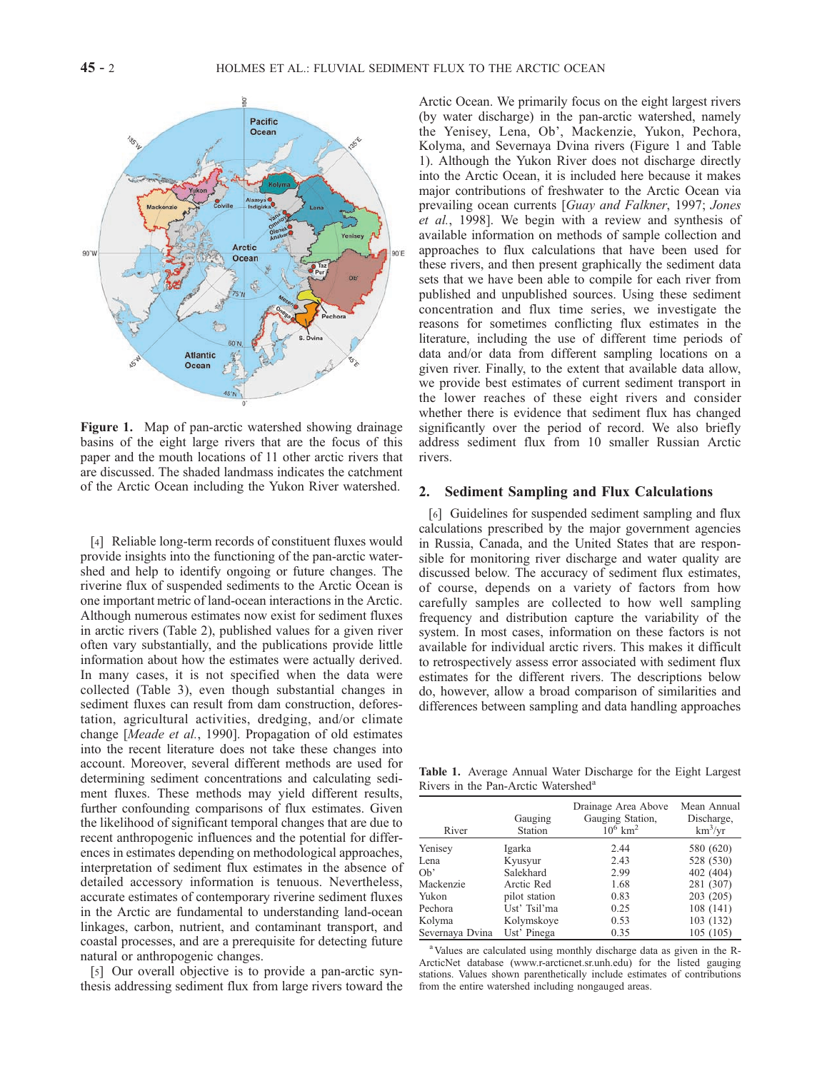**Figure 1.** Map of pan-arctic watershed showing drainage basins of the eight large rivers that are the focus of this paper and the mouth locations of 11 other arctic rivers that are discussed. The shaded landmass indicates the catchment of the Arctic Ocean including the Yukon River watershed.

[4] Reliable long-term records of constituent fluxes would provide insights into the functioning of the pan-arctic watershed and help to identify ongoing or future changes. The riverine flux of suspended sediments to the Arctic Ocean is one important metric of land-ocean interactions in the Arctic. Although numerous estimates now exist for sediment fluxes in arctic rivers (Table 2), published values for a given river often vary substantially, and the publications provide little information about how the estimates were actually derived. In many cases, it is not specified when the data were collected (Table 3), even though substantial changes in sediment fluxes can result from dam construction, deforestation, agricultural activities, dredging, and/or climate change [*Meade et al.*, 1990]. Propagation of old estimates into the recent literature does not take these changes into account. Moreover, several different methods are used for determining sediment concentrations and calculating sediment fluxes. These methods may yield different results, further confounding comparisons of flux estimates. Given the likelihood of significant temporal changes that are due to recent anthropogenic influences and the potential for differences in estimates depending on methodological approaches, interpretation of sediment flux estimates in the absence of detailed accessory information is tenuous. Nevertheless, accurate estimates of contemporary riverine sediment fluxes in the Arctic are fundamental to understanding land-ocean linkages, carbon, nutrient, and contaminant transport, and coastal processes, and are a prerequisite for detecting future natural or anthropogenic changes.

[5] Our overall objective is to provide a pan-arctic synthesis addressing sediment flux from large rivers toward the Arctic Ocean. We primarily focus on the eight largest rivers (by water discharge) in the pan-arctic watershed, namely the Yenisey, Lena, Ob', Mackenzie, Yukon, Pechora, Kolyma, and Severnaya Dvina rivers (Figure 1 and Table 1). Although the Yukon River does not discharge directly into the Arctic Ocean, it is included here because it makes major contributions of freshwater to the Arctic Ocean via prevailing ocean currents [*Guay and Falkner*, 1997; *Jones et al.*, 1998]. We begin with a review and synthesis of available information on methods of sample collection and approaches to flux calculations that have been used for these rivers, and then present graphically the sediment data sets that we have been able to compile for each river from published and unpublished sources. Using these sediment concentration and flux time series, we investigate the reasons for sometimes conflicting flux estimates in the literature, including the use of different time periods of data and/or data from different sampling locations on a given river. Finally, to the extent that available data allow, we provide best estimates of current sediment transport in the lower reaches of these eight rivers and consider whether there is evidence that sediment flux has changed significantly over the period of record. We also briefly address sediment flux from 10 smaller Russian Arctic rivers.

## 2. Sediment Sampling and Flux Calculations

[6] Guidelines for suspended sediment sampling and flux calculations prescribed by the major government agencies in Russia, Canada, and the United States that are responsible for monitoring river discharge and water quality are discussed below. The accuracy of sediment flux estimates, of course, depends on a variety of factors from how carefully samples are collected to how well sampling frequency and distribution capture the variability of the system. In most cases, information on these factors is not available for individual arctic rivers. This makes it difficult to retrospectively assess error associated with sediment flux estimates for the different rivers. The descriptions below do, however, allow a broad comparison of similarities and differences between sampling and data handling approaches

**Table 1.** Average Annual Water Discharge for the Eight Largest Rivers in the Pan-Arctic Watershed[a]

| River | Gauging Station | Drainage Area Above Gauging Station, $10^6$ km$^2$ | Mean Annual Discharge, km$^3$/yr |
|---|---|---|---|
| Yenisey | Igarka | 2.44 | 580 (620) |
| Lena | Kyusyur | 2.43 | 528 (530) |
| Ob' | Salekhard | 2.99 | 402 (404) |
| Mackenzie | Arctic Red | 1.68 | 281 (307) |
| Yukon | pilot station | 0.83 | 203 (205) |
| Pechora | Ust' Tsil'ma | 0.25 | 108 (141) |
| Kolyma | Kolymskoye | 0.53 | 103 (132) |
| Severnaya Dvina | Ust' Pinega | 0.35 | 105 (105) |

[a] Values are calculated using monthly discharge data as given in the R-ArcticNet database (www.r-arcticnet.sr.unh.edu) for the listed gauging stations. Values shown parenthetically include estimates of contributions from the entire watershed including nongauged areas.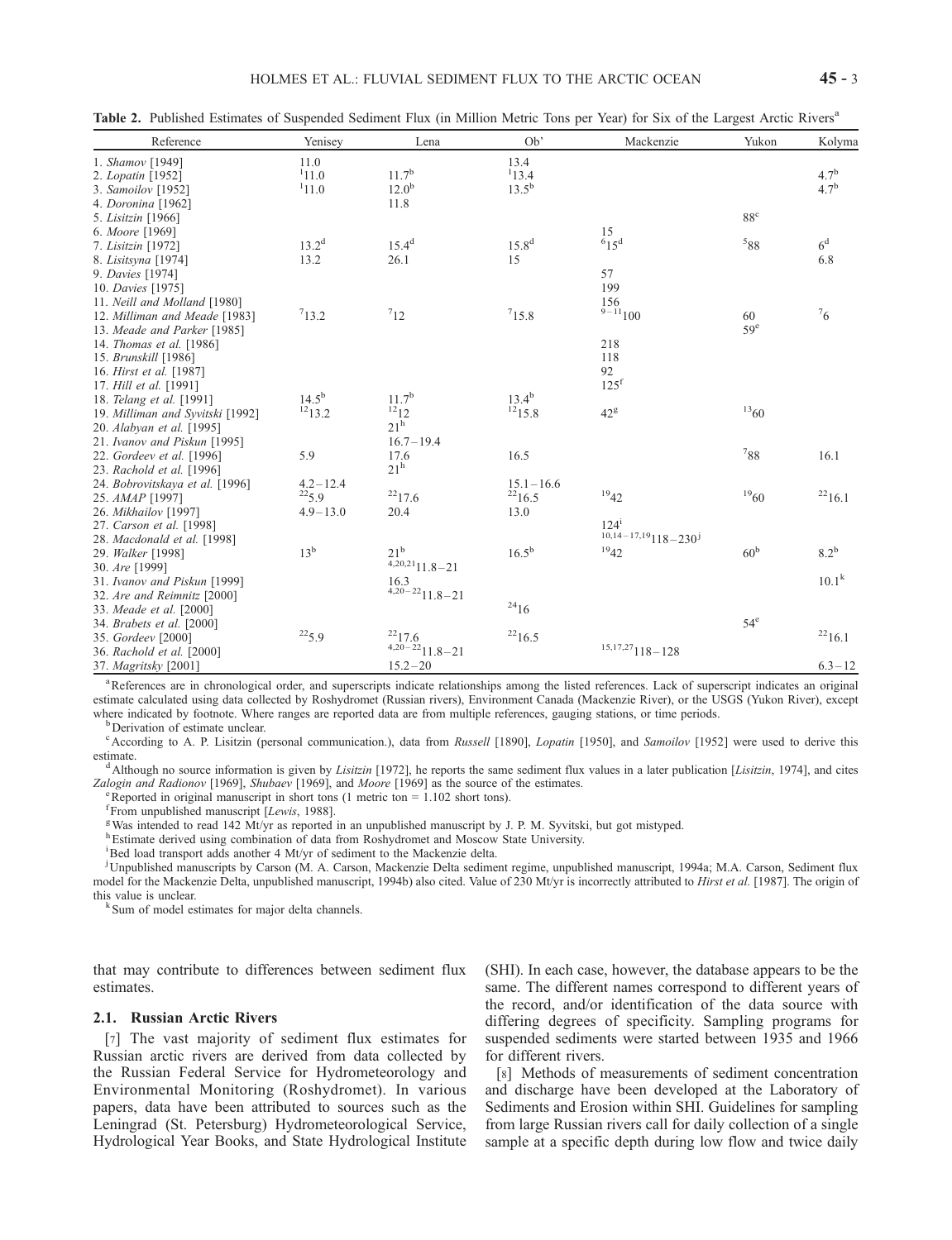**Table 2.** Published Estimates of Suspended Sediment Flux (in Million Metric Tons per Year) for Six of the Largest Arctic Rivers[a]

| Reference | Yenisey | Lena | Ob' | Mackenzie | Yukon | Kolyma |
|---|---|---|---|---|---|---|
| 1. *Shamov* [1949] | 11.0 | | 13.4 | | | |
| 2. *Lopatin* [1952] | [1]11.0 | 11.7[b] | [1]13.4 | | | 4.7[b] |
| 3. *Samoilov* [1952] | [1]11.0 | 12.0[b] | 13.5[b] | | | 4.7[b] |
| 4. *Doronina* [1962] | | 11.8 | | | | |
| 5. *Lisitzin* [1966] | | | | | 88[c] | |
| 6. *Moore* [1969] | | | | 15 | | |
| 7. *Lisitzin* [1972] | 13.2[d] | 15.4[d] | 15.8[d] | [6]15[d] | [5]88 | 6[d] |
| 8. *Lisitsyna* [1974] | 13.2 | 26.1 | 15 | | | 6.8 |
| 9. *Davies* [1974] | | | | 57 | | |
| 10. *Davies* [1975] | | | | 199 | | |
| 11. *Neill and Molland* [1980] | | | | 156 | | |
| 12. *Milliman and Meade* [1983] | [7]13.2 | [7]12 | [7]15.8 | [9–11]100 | 60 | [7]6 |
| 13. *Meade and Parker* [1985] | | | | | 59[e] | |
| 14. *Thomas et al.* [1986] | | | | 218 | | |
| 15. *Brunskill* [1986] | | | | 118 | | |
| 16. *Hirst et al.* [1987] | | | | 92 | | |
| 17. *Hill et al.* [1991] | | | | 125[f] | | |
| 18. *Telang et al.* [1991] | 14.5[b] | 11.7[b] | 13.4[b] | | | |
| 19. *Milliman and Syvitski* [1992] | [12]13.2 | [12]12 | [12]15.8 | 42[g] | [13]60 | |
| 20. *Alabyan et al.* [1995] | | 21[h] | | | | |
| 21. *Ivanov and Piskun* [1995] | | 16.7–19.4 | | | | |
| 22. *Gordeev et al.* [1996] | 5.9 | 17.6 | 16.5 | | [7]88 | 16.1 |
| 23. *Rachold et al.* [1996] | | 21[h] | | | | |
| 24. *Bobrovitskaya et al.* [1996] | 4.2–12.4 | | 15.1–16.6 | | | |
| 25. *AMAP* [1997] | [22]5.9 | [22]17.6 | [22]16.5 | [19]42 | [19]60 | [22]16.1 |
| 26. *Mikhailov* [1997] | 4.9–13.0 | 20.4 | 13.0 | | | |
| 27. *Carson et al.* [1998] | | | | 124[i] | | |
| 28. *Macdonald et al.* [1998] | | | | [10,14–17,19]118–230[j] | | |
| 29. *Walker* [1998] | 13[b] | 21[b] | 16.5[b] | [19]42 | 60[b] | 8.2[b] |
| 30. *Are* [1999] | | [4,20,21]11.8–21 | | | | |
| 31. *Ivanov and Piskun* [1999] | | 16.3 | | | | 10.1[k] |
| 32. *Are and Reimnitz* [2000] | | [4,20–22]11.8–21 | | | | |
| 33. *Meade et al.* [2000] | | | [24]16 | | | |
| 34. *Brabets et al.* [2000] | | | | | 54[e] | |
| 35. *Gordeev* [2000] | [22]5.9 | [22]17.6 | [22]16.5 | | | [22]16.1 |
| 36. *Rachold et al.* [2000] | | [4,20–22]11.8–21 | | [15,17,27]118–128 | | |
| 37. *Magritsky* [2001] | | 15.2–20 | | | | 6.3–12 |

[a]References are in chronological order, and superscripts indicate relationships among the listed references. Lack of superscript indicates an original estimate calculated using data collected by Roshydromet (Russian rivers), Environment Canada (Mackenzie River), or the USGS (Yukon River), except where indicated by footnote. Where ranges are reported data are from multiple references, gauging stations, or time periods.

[b]Derivation of estimate unclear.

[c]According to A. P. Lisitzin (personal communication.), data from *Russell* [1890], *Lopatin* [1950], and *Samoilov* [1952] were used to derive this estimate.

[d]Although no source information is given by *Lisitzin* [1972], he reports the same sediment flux values in a later publication [*Lisitzin*, 1974], and cites *Zalogin and Radionov* [1969], *Shubaev* [1969], and *Moore* [1969] as the source of the estimates.

[e]Reported in original manuscript in short tons (1 metric ton = 1.102 short tons).

[f]From unpublished manuscript [*Lewis*, 1988].

[g]Was intended to read 142 Mt/yr as reported in an unpublished manuscript by J. P. M. Syvitski, but got mistyped.

[h]Estimate derived using combination of data from Roshydromet and Moscow State University.

[i]Bed load transport adds another 4 Mt/yr of sediment to the Mackenzie delta.

[j]Unpublished manuscripts by Carson (M. A. Carson, Mackenzie Delta sediment regime, unpublished manuscript, 1994a; M.A. Carson, Sediment flux model for the Mackenzie Delta, unpublished manuscript, 1994b) also cited. Value of 230 Mt/yr is incorrectly attributed to *Hirst et al.* [1987]. The origin of this value is unclear.

[k]Sum of model estimates for major delta channels.

that may contribute to differences between sediment flux estimates.

### 2.1. Russian Arctic Rivers

[7] The vast majority of sediment flux estimates for Russian arctic rivers are derived from data collected by the Russian Federal Service for Hydrometeorology and Environmental Monitoring (Roshydromet). In various papers, data have been attributed to sources such as the Leningrad (St. Petersburg) Hydrometeorological Service, Hydrological Year Books, and State Hydrological Institute (SHI). In each case, however, the database appears to be the same. The different names correspond to different years of the record, and/or identification of the data source with differing degrees of specificity. Sampling programs for suspended sediments were started between 1935 and 1966 for different rivers.

[8] Methods of measurements of sediment concentration and discharge have been developed at the Laboratory of Sediments and Erosion within SHI. Guidelines for sampling from large Russian rivers call for daily collection of a single sample at a specific depth during low flow and twice daily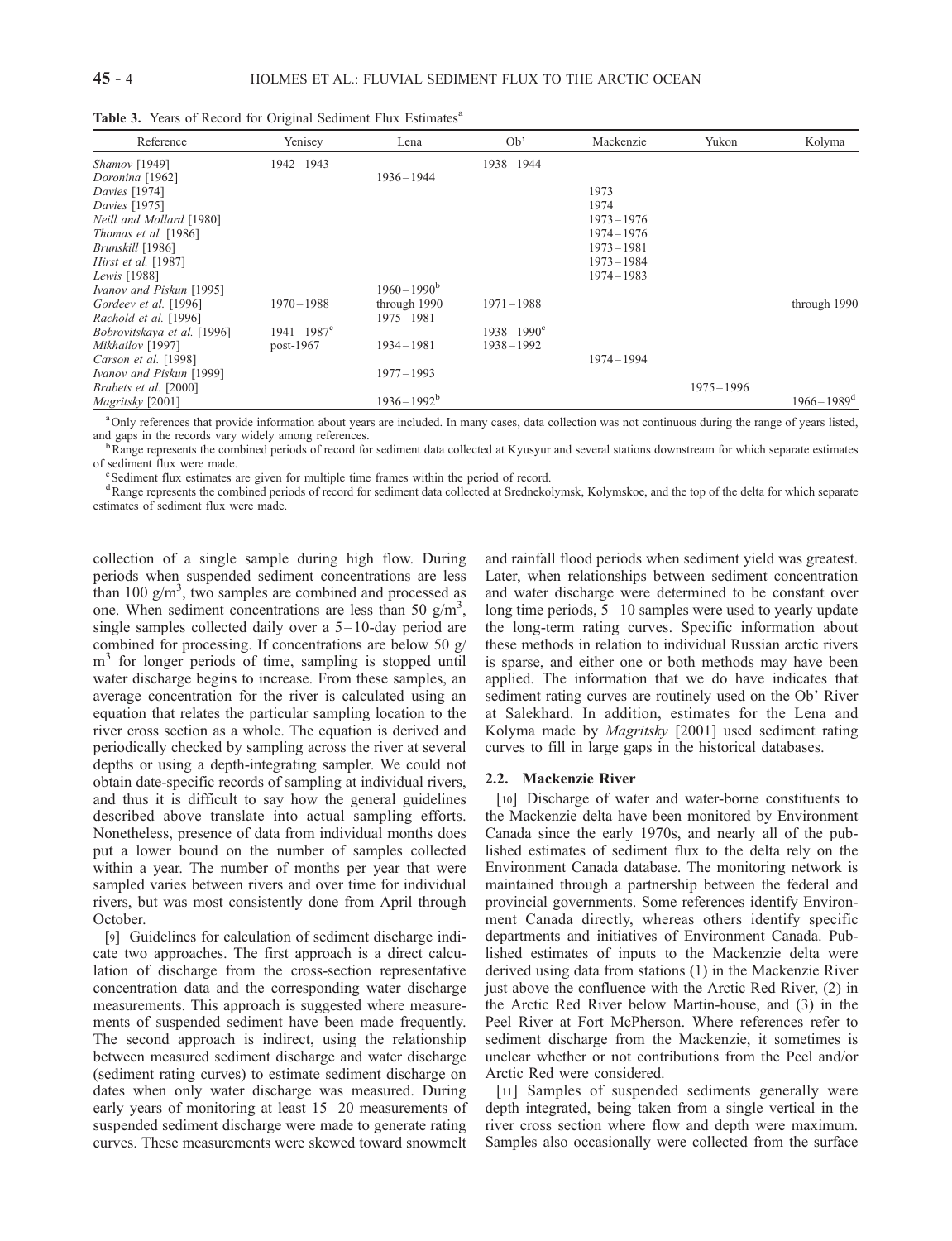**Table 3.** Years of Record for Original Sediment Flux Estimates[a]

| Reference | Yenisey | Lena | Ob' | Mackenzie | Yukon | Kolyma |
|---|---|---|---|---|---|---|
| *Shamov* [1949] | 1942–1943 | | 1938–1944 | | | |
| *Doronina* [1962] | | 1936–1944 | | | | |
| *Davies* [1974] | | | | 1973 | | |
| *Davies* [1975] | | | | 1974 | | |
| *Neill and Mollard* [1980] | | | | 1973–1976 | | |
| *Thomas et al.* [1986] | | | | 1974–1976 | | |
| *Brunskill* [1986] | | | | 1973–1981 | | |
| *Hirst et al.* [1987] | | | | 1973–1984 | | |
| *Lewis* [1988] | | | | 1974–1983 | | |
| *Ivanov and Piskun* [1995] | | 1960–1990[b] | | | | |
| *Gordeev et al.* [1996] | 1970–1988 | through 1990 | 1971–1988 | | | through 1990 |
| *Rachold et al.* [1996] | | 1975–1981 | | | | |
| *Bobrovitskaya et al.* [1996] | 1941–1987[c] | | 1938–1990[c] | | | |
| *Mikhailov* [1997] | post-1967 | 1934–1981 | 1938–1992 | | | |
| *Carson et al.* [1998] | | | | 1974–1994 | | |
| *Ivanov and Piskun* [1999] | | 1977–1993 | | | | |
| *Brabets et al.* [2000] | | | | | 1975–1996 | |
| *Magritsky* [2001] | | 1936–1992[b] | | | | 1966–1989[d] |

[a] Only references that provide information about years are included. In many cases, data collection was not continuous during the range of years listed, and gaps in the records vary widely among references.

[b] Range represents the combined periods of record for sediment data collected at Kyusyur and several stations downstream for which separate estimates of sediment flux were made.

[c] Sediment flux estimates are given for multiple time frames within the period of record.

[d] Range represents the combined periods of record for sediment data collected at Srednekolymsk, Kolymskoe, and the top of the delta for which separate estimates of sediment flux were made.

collection of a single sample during high flow. During periods when suspended sediment concentrations are less than 100 $g/m^3$, two samples are combined and processed as one. When sediment concentrations are less than 50 $g/m^3$, single samples collected daily over a 5–10-day period are combined for processing. If concentrations are below 50 $g/m^3$ for longer periods of time, sampling is stopped until water discharge begins to increase. From these samples, an average concentration for the river is calculated using an equation that relates the particular sampling location to the river cross section as a whole. The equation is derived and periodically checked by sampling across the river at several depths or using a depth-integrating sampler. We could not obtain date-specific records of sampling at individual rivers, and thus it is difficult to say how the general guidelines described above translate into actual sampling efforts. Nonetheless, presence of data from individual months does put a lower bound on the number of samples collected within a year. The number of months per year that were sampled varies between rivers and over time for individual rivers, but was most consistently done from April through October.

[9] Guidelines for calculation of sediment discharge indicate two approaches. The first approach is a direct calculation of discharge from the cross-section representative concentration data and the corresponding water discharge measurements. This approach is suggested where measurements of suspended sediment have been made frequently. The second approach is indirect, using the relationship between measured sediment discharge and water discharge (sediment rating curves) to estimate sediment discharge on dates when only water discharge was measured. During early years of monitoring at least 15–20 measurements of suspended sediment discharge were made to generate rating curves. These measurements were skewed toward snowmelt and rainfall flood periods when sediment yield was greatest. Later, when relationships between sediment concentration and water discharge were determined to be constant over long time periods, 5–10 samples were used to yearly update the long-term rating curves. Specific information about these methods in relation to individual Russian arctic rivers is sparse, and either one or both methods may have been applied. The information that we do have indicates that sediment rating curves are routinely used on the Ob' River at Salekhard. In addition, estimates for the Lena and Kolyma made by *Magritsky* [2001] used sediment rating curves to fill in large gaps in the historical databases.

### 2.2. Mackenzie River

[10] Discharge of water and water-borne constituents to the Mackenzie delta have been monitored by Environment Canada since the early 1970s, and nearly all of the published estimates of sediment flux to the delta rely on the Environment Canada database. The monitoring network is maintained through a partnership between the federal and provincial governments. Some references identify Environment Canada directly, whereas others identify specific departments and initiatives of Environment Canada. Published estimates of inputs to the Mackenzie delta were derived using data from stations (1) in the Mackenzie River just above the confluence with the Arctic Red River, (2) in the Arctic Red River below Martin-house, and (3) in the Peel River at Fort McPherson. Where references refer to sediment discharge from the Mackenzie, it sometimes is unclear whether or not contributions from the Peel and/or Arctic Red were considered.

[11] Samples of suspended sediments generally were depth integrated, being taken from a single vertical in the river cross section where flow and depth were maximum. Samples also occasionally were collected from the surface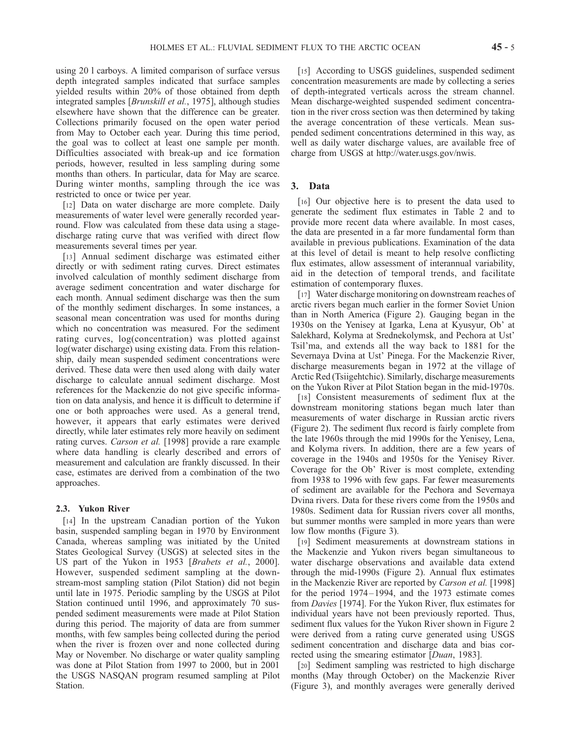using 20 l carboys. A limited comparison of surface versus depth integrated samples indicated that surface samples yielded results within 20% of those obtained from depth integrated samples [*Brunskill et al.*, 1975], although studies elsewhere have shown that the difference can be greater. Collections primarily focused on the open water period from May to October each year. During this time period, the goal was to collect at least one sample per month. Difficulties associated with break-up and ice formation periods, however, resulted in less sampling during some months than others. In particular, data for May are scarce. During winter months, sampling through the ice was restricted to once or twice per year.

[12] Data on water discharge are more complete. Daily measurements of water level were generally recorded year-round. Flow was calculated from these data using a stage-discharge rating curve that was verified with direct flow measurements several times per year.

[13] Annual sediment discharge was estimated either directly or with sediment rating curves. Direct estimates involved calculation of monthly sediment discharge from average sediment concentration and water discharge for each month. Annual sediment discharge was then the sum of the monthly sediment discharges. In some instances, a seasonal mean concentration was used for months during which no concentration was measured. For the sediment rating curves, log(concentration) was plotted against log(water discharge) using existing data. From this relationship, daily mean suspended sediment concentrations were derived. These data were then used along with daily water discharge to calculate annual sediment discharge. Most references for the Mackenzie do not give specific information on data analysis, and hence it is difficult to determine if one or both approaches were used. As a general trend, however, it appears that early estimates were derived directly, while later estimates rely more heavily on sediment rating curves. *Carson et al.* [1998] provide a rare example where data handling is clearly described and errors of measurement and calculation are frankly discussed. In their case, estimates are derived from a combination of the two approaches.

### 2.3. Yukon River

[14] In the upstream Canadian portion of the Yukon basin, suspended sampling began in 1970 by Environment Canada, whereas sampling was initiated by the United States Geological Survey (USGS) at selected sites in the US part of the Yukon in 1953 [*Brabets et al.*, 2000]. However, suspended sediment sampling at the downstream-most sampling station (Pilot Station) did not begin until late in 1975. Periodic sampling by the USGS at Pilot Station continued until 1996, and approximately 70 suspended sediment measurements were made at Pilot Station during this period. The majority of data are from summer months, with few samples being collected during the period when the river is frozen over and none collected during May or November. No discharge or water quality sampling was done at Pilot Station from 1997 to 2000, but in 2001 the USGS NASQAN program resumed sampling at Pilot Station.

[15] According to USGS guidelines, suspended sediment concentration measurements are made by collecting a series of depth-integrated verticals across the stream channel. Mean discharge-weighted suspended sediment concentration in the river cross section was then determined by taking the average concentration of these verticals. Mean suspended sediment concentrations determined in this way, as well as daily water discharge values, are available free of charge from USGS at http://water.usgs.gov/nwis.

## 3. Data

[16] Our objective here is to present the data used to generate the sediment flux estimates in Table 2 and to provide more recent data where available. In most cases, the data are presented in a far more fundamental form than available in previous publications. Examination of the data at this level of detail is meant to help resolve conflicting flux estimates, allow assessment of interannual variability, aid in the detection of temporal trends, and facilitate estimation of contemporary fluxes.

[17] Water discharge monitoring on downstream reaches of arctic rivers began much earlier in the former Soviet Union than in North America (Figure 2). Gauging began in the 1930s on the Yenisey at Igarka, Lena at Kyusyur, Ob' at Salekhard, Kolyma at Srednekolymsk, and Pechora at Ust' Tsil'ma, and extends all the way back to 1881 for the Severnaya Dvina at Ust' Pinega. For the Mackenzie River, discharge measurements began in 1972 at the village of Arctic Red (Tsiigehtchic). Similarly, discharge measurements on the Yukon River at Pilot Station began in the mid-1970s.

[18] Consistent measurements of sediment flux at the downstream monitoring stations began much later than measurements of water discharge in Russian arctic rivers (Figure 2). The sediment flux record is fairly complete from the late 1960s through the mid 1990s for the Yenisey, Lena, and Kolyma rivers. In addition, there are a few years of coverage in the 1940s and 1950s for the Yenisey River. Coverage for the Ob' River is most complete, extending from 1938 to 1996 with few gaps. Far fewer measurements of sediment are available for the Pechora and Severnaya Dvina rivers. Data for these rivers come from the 1950s and 1980s. Sediment data for Russian rivers cover all months, but summer months were sampled in more years than were low flow months (Figure 3).

[19] Sediment measurements at downstream stations in the Mackenzie and Yukon rivers began simultaneous to water discharge observations and available data extend through the mid-1990s (Figure 2). Annual flux estimates in the Mackenzie River are reported by *Carson et al.* [1998] for the period 1974–1994, and the 1973 estimate comes from *Davies* [1974]. For the Yukon River, flux estimates for individual years have not been previously reported. Thus, sediment flux values for the Yukon River shown in Figure 2 were derived from a rating curve generated using USGS sediment concentration and discharge data and bias corrected using the smearing estimator [*Duan*, 1983].

[20] Sediment sampling was restricted to high discharge months (May through October) on the Mackenzie River (Figure 3), and monthly averages were generally derived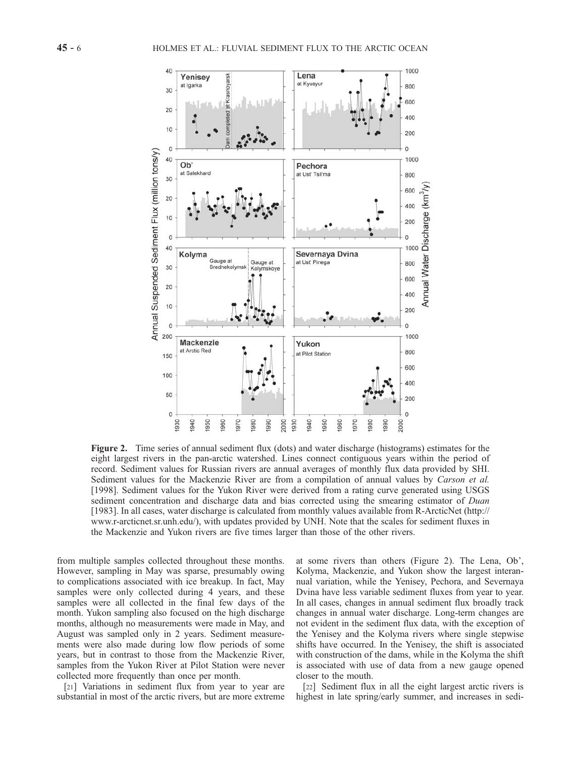**Figure 2.** Time series of annual sediment flux (dots) and water discharge (histograms) estimates for the eight largest rivers in the pan-arctic watershed. Lines connect contiguous years within the period of record. Sediment values for Russian rivers are annual averages of monthly flux data provided by SHI. Sediment values for the Mackenzie River are from a compilation of annual values by *Carson et al.* [1998]. Sediment values for the Yukon River were derived from a rating curve generated using USGS sediment concentration and discharge data and bias corrected using the smearing estimator of *Duan* [1983]. In all cases, water discharge is calculated from monthly values available from R-ArcticNet (http://www.r-arcticnet.sr.unh.edu/), with updates provided by UNH. Note that the scales for sediment fluxes in the Mackenzie and Yukon rivers are five times larger than those of the other rivers.

from multiple samples collected throughout these months. However, sampling in May was sparse, presumably owing to complications associated with ice breakup. In fact, May samples were only collected during 4 years, and these samples were all collected in the final few days of the month. Yukon sampling also focused on the high discharge months, although no measurements were made in May, and August was sampled only in 2 years. Sediment measurements were also made during low flow periods of some years, but in contrast to those from the Mackenzie River, samples from the Yukon River at Pilot Station were never collected more frequently than once per month.

[21] Variations in sediment flux from year to year are substantial in most of the arctic rivers, but are more extreme at some rivers than others (Figure 2). The Lena, Ob', Kolyma, Mackenzie, and Yukon show the largest interannual variation, while the Yenisey, Pechora, and Severnaya Dvina have less variable sediment fluxes from year to year. In all cases, changes in annual sediment flux broadly track changes in annual water discharge. Long-term changes are not evident in the sediment flux data, with the exception of the Yenisey and the Kolyma rivers where single stepwise shifts have occurred. In the Yenisey, the shift is associated with construction of the dams, while in the Kolyma the shift is associated with use of data from a new gauge opened closer to the mouth.

[22] Sediment flux in all the eight largest arctic rivers is highest in late spring/early summer, and increases in sedi-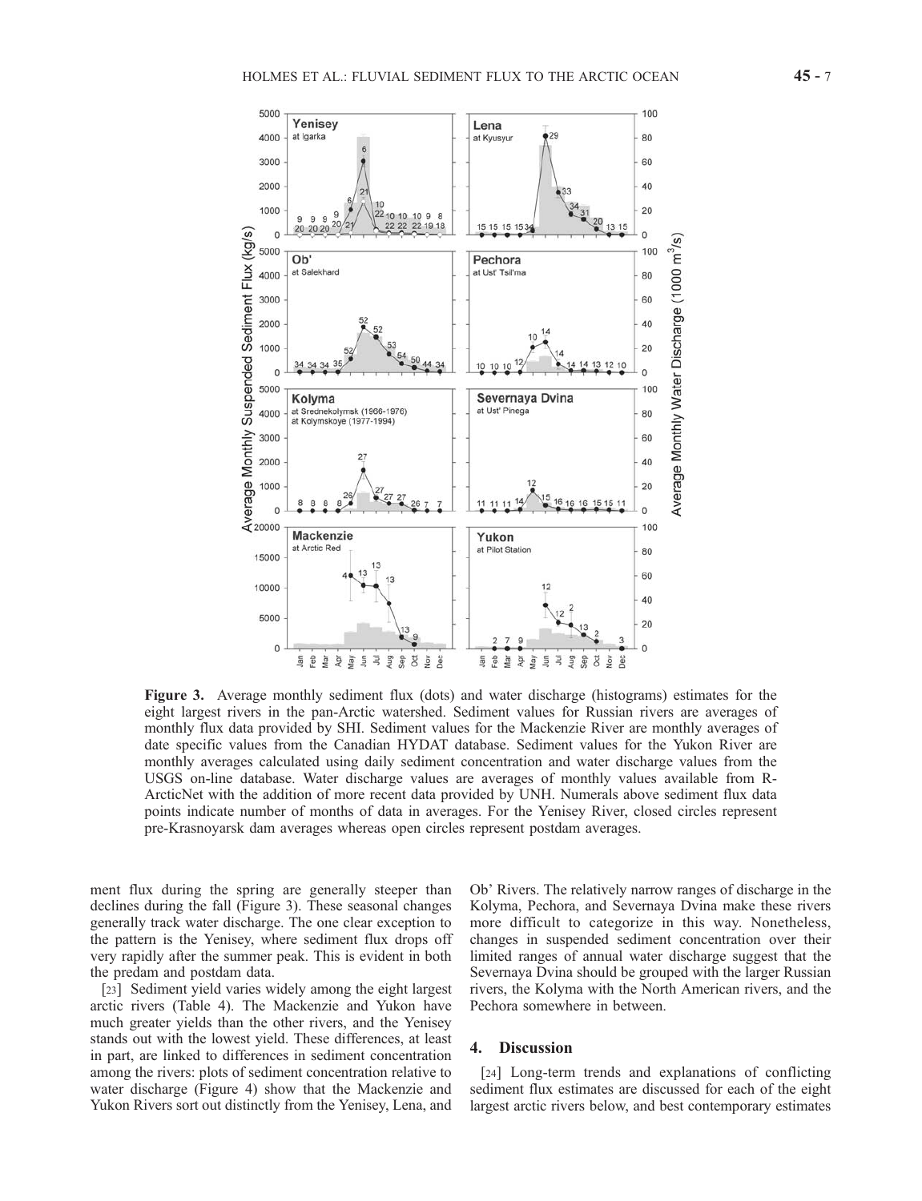**Figure 3.** Average monthly sediment flux (dots) and water discharge (histograms) estimates for the eight largest rivers in the pan-Arctic watershed. Sediment values for Russian rivers are averages of monthly flux data provided by SHI. Sediment values for the Mackenzie River are monthly averages of date specific values from the Canadian HYDAT database. Sediment values for the Yukon River are monthly averages calculated using daily sediment concentration and water discharge values from the USGS on-line database. Water discharge values are averages of monthly values available from R-ArcticNet with the addition of more recent data provided by UNH. Numerals above sediment flux data points indicate number of months of data in averages. For the Yenisey River, closed circles represent pre-Krasnoyarsk dam averages whereas open circles represent postdam averages.

ment flux during the spring are generally steeper than declines during the fall (Figure 3). These seasonal changes generally track water discharge. The one clear exception to the pattern is the Yenisey, where sediment flux drops off very rapidly after the summer peak. This is evident in both the predam and postdam data.

[23] Sediment yield varies widely among the eight largest arctic rivers (Table 4). The Mackenzie and Yukon have much greater yields than the other rivers, and the Yenisey stands out with the lowest yield. These differences, at least in part, are linked to differences in sediment concentration among the rivers: plots of sediment concentration relative to water discharge (Figure 4) show that the Mackenzie and Yukon Rivers sort out distinctly from the Yenisey, Lena, and Ob' Rivers. The relatively narrow ranges of discharge in the Kolyma, Pechora, and Severnaya Dvina make these rivers more difficult to categorize in this way. Nonetheless, changes in suspended sediment concentration over their limited ranges of annual water discharge suggest that the Severnaya Dvina should be grouped with the larger Russian rivers, the Kolyma with the North American rivers, and the Pechora somewhere in between.

## 4. Discussion

[24] Long-term trends and explanations of conflicting sediment flux estimates are discussed for each of the eight largest arctic rivers below, and best contemporary estimates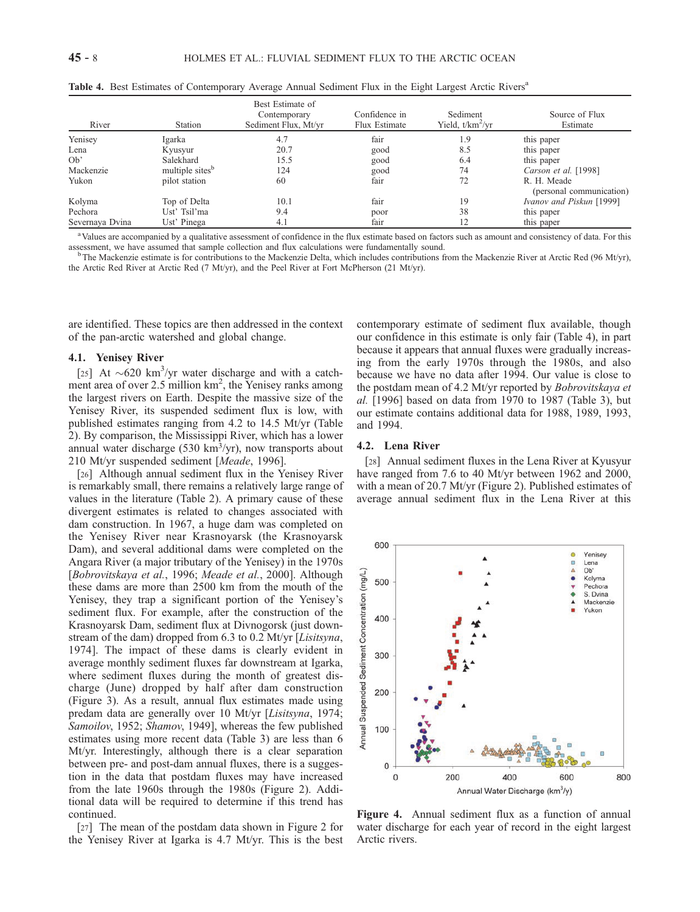**Table 4.** Best Estimates of Contemporary Average Annual Sediment Flux in the Eight Largest Arctic Rivers[a]

| River | Station | Best Estimate of Contemporary Sediment Flux, Mt/yr | Confidence in Flux Estimate | Sediment Yield, t/km²/yr | Source of Flux Estimate |
|---|---|---|---|---|---|
| Yenisey | Igarka | 4.7 | fair | 1.9 | this paper |
| Lena | Kyusyur | 20.7 | good | 8.5 | this paper |
| Ob' | Salekhard | 15.5 | good | 6.4 | this paper |
| Mackenzie | multiple sites[b] | 124 | good | 74 | *Carson et al.* [1998] |
| Yukon | pilot station | 60 | fair | 72 | R. H. Meade (personal communication) |
| Kolyma | Top of Delta | 10.1 | fair | 19 | *Ivanov and Piskun* [1999] |
| Pechora | Ust' Tsil'ma | 9.4 | poor | 38 | this paper |
| Severnaya Dvina | Ust' Pinega | 4.1 | fair | 12 | this paper |

[a] Values are accompanied by a qualitative assessment of confidence in the flux estimate based on factors such as amount and consistency of data. For this assessment, we have assumed that sample collection and flux calculations were fundamentally sound.

[b] The Mackenzie estimate is for contributions to the Mackenzie Delta, which includes contributions from the Mackenzie River at Arctic Red (96 Mt/yr), the Arctic Red River at Arctic Red (7 Mt/yr), and the Peel River at Fort McPherson (21 Mt/yr).

are identified. These topics are then addressed in the context of the pan-arctic watershed and global change.

### 4.1. Yenisey River

[25] At ~620 km³/yr water discharge and with a catchment area of over 2.5 million km², the Yenisey ranks among the largest rivers on Earth. Despite the massive size of the Yenisey River, its suspended sediment flux is low, with published estimates ranging from 4.2 to 14.5 Mt/yr (Table 2). By comparison, the Mississippi River, which has a lower annual water discharge (530 km³/yr), now transports about 210 Mt/yr suspended sediment [*Meade*, 1996].

[26] Although annual sediment flux in the Yenisey River is remarkably small, there remains a relatively large range of values in the literature (Table 2). A primary cause of these divergent estimates is related to changes associated with dam construction. In 1967, a huge dam was completed on the Yenisey River near Krasnoyarsk (the Krasnoyarsk Dam), and several additional dams were completed on the Angara River (a major tributary of the Yenisey) in the 1970s [*Bobrovitskaya et al.*, 1996; *Meade et al.*, 2000]. Although these dams are more than 2500 km from the mouth of the Yenisey, they trap a significant portion of the Yenisey's sediment flux. For example, after the construction of the Krasnoyarsk Dam, sediment flux at Divnogorsk (just downstream of the dam) dropped from 6.3 to 0.2 Mt/yr [*Lisitsyna*, 1974]. The impact of these dams is clearly evident in average monthly sediment fluxes far downstream at Igarka, where sediment fluxes during the month of greatest discharge (June) dropped by half after dam construction (Figure 3). As a result, annual flux estimates made using predam data are generally over 10 Mt/yr [*Lisitsyna*, 1974; *Samoilov*, 1952; *Shamov*, 1949], whereas the few published estimates using more recent data (Table 3) are less than 6 Mt/yr. Interestingly, although there is a clear separation between pre- and post-dam annual fluxes, there is a suggestion in the data that postdam fluxes may have increased from the late 1960s through the 1980s (Figure 2). Additional data will be required to determine if this trend has continued.

[27] The mean of the postdam data shown in Figure 2 for the Yenisey River at Igarka is 4.7 Mt/yr. This is the best contemporary estimate of sediment flux available, though our confidence in this estimate is only fair (Table 4), in part because it appears that annual fluxes were gradually increasing from the early 1970s through the 1980s, and also because we have no data after 1994. Our value is close to the postdam mean of 4.2 Mt/yr reported by *Bobrovitskaya et al.* [1996] based on data from 1970 to 1987 (Table 3), but our estimate contains additional data for 1988, 1989, 1993, and 1994.

### 4.2. Lena River

[28] Annual sediment fluxes in the Lena River at Kyusyur have ranged from 7.6 to 40 Mt/yr between 1962 and 2000, with a mean of 20.7 Mt/yr (Figure 2). Published estimates of average annual sediment flux in the Lena River at this

**Figure 4.** Annual sediment flux as a function of annual water discharge for each year of record in the eight largest Arctic rivers.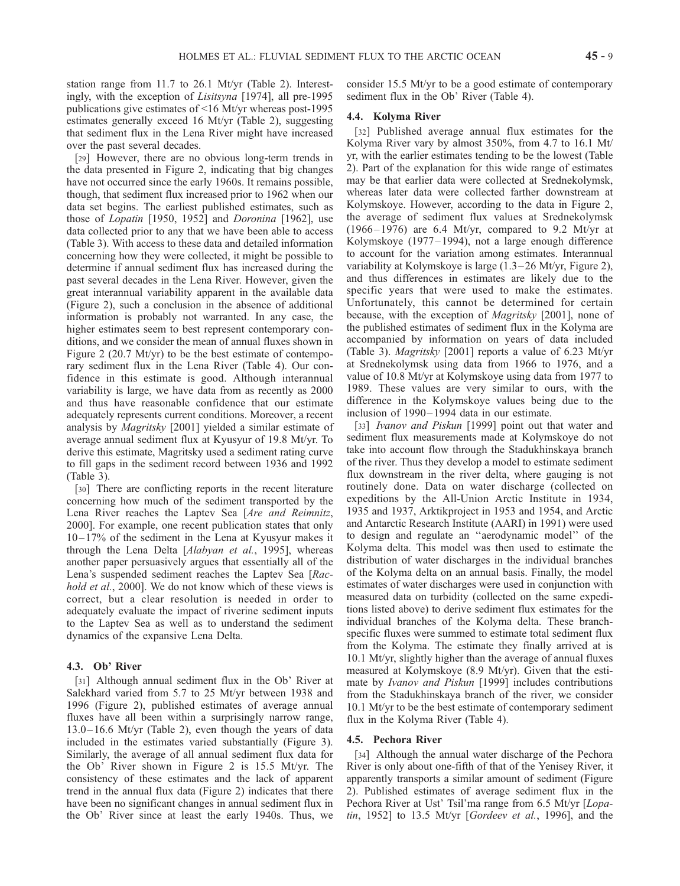station range from 11.7 to 26.1 Mt/yr (Table 2). Interestingly, with the exception of *Lisitsyna* [1974], all pre-1995 publications give estimates of <16 Mt/yr whereas post-1995 estimates generally exceed 16 Mt/yr (Table 2), suggesting that sediment flux in the Lena River might have increased over the past several decades.

[29] However, there are no obvious long-term trends in the data presented in Figure 2, indicating that big changes have not occurred since the early 1960s. It remains possible, though, that sediment flux increased prior to 1962 when our data set begins. The earliest published estimates, such as those of *Lopatin* [1950, 1952] and *Doronina* [1962], use data collected prior to any that we have been able to access (Table 3). With access to these data and detailed information concerning how they were collected, it might be possible to determine if annual sediment flux has increased during the past several decades in the Lena River. However, given the great interannual variability apparent in the available data (Figure 2), such a conclusion in the absence of additional information is probably not warranted. In any case, the higher estimates seem to best represent contemporary conditions, and we consider the mean of annual fluxes shown in Figure 2 (20.7 Mt/yr) to be the best estimate of contemporary sediment flux in the Lena River (Table 4). Our confidence in this estimate is good. Although interannual variability is large, we have data from as recently as 2000 and thus have reasonable confidence that our estimate adequately represents current conditions. Moreover, a recent analysis by *Magritsky* [2001] yielded a similar estimate of average annual sediment flux at Kyusyur of 19.8 Mt/yr. To derive this estimate, Magritsky used a sediment rating curve to fill gaps in the sediment record between 1936 and 1992 (Table 3).

[30] There are conflicting reports in the recent literature concerning how much of the sediment transported by the Lena River reaches the Laptev Sea [*Are and Reimnitz*, 2000]. For example, one recent publication states that only 10–17% of the sediment in the Lena at Kyusyur makes it through the Lena Delta [*Alabyan et al.*, 1995], whereas another paper persuasively argues that essentially all of the Lena's suspended sediment reaches the Laptev Sea [*Rachold et al.*, 2000]. We do not know which of these views is correct, but a clear resolution is needed in order to adequately evaluate the impact of riverine sediment inputs to the Laptev Sea as well as to understand the sediment dynamics of the expansive Lena Delta.

### 4.3. Ob' River

[31] Although annual sediment flux in the Ob' River at Salekhard varied from 5.7 to 25 Mt/yr between 1938 and 1996 (Figure 2), published estimates of average annual fluxes have all been within a surprisingly narrow range, 13.0–16.6 Mt/yr (Table 2), even though the years of data included in the estimates varied substantially (Figure 3). Similarly, the average of all annual sediment flux data for the Ob' River shown in Figure 2 is 15.5 Mt/yr. The consistency of these estimates and the lack of apparent trend in the annual flux data (Figure 2) indicates that there have been no significant changes in annual sediment flux in the Ob' River since at least the early 1940s. Thus, we consider 15.5 Mt/yr to be a good estimate of contemporary sediment flux in the Ob' River (Table 4).

### 4.4. Kolyma River

[32] Published average annual flux estimates for the Kolyma River vary by almost 350%, from 4.7 to 16.1 Mt/yr, with the earlier estimates tending to be the lowest (Table 2). Part of the explanation for this wide range of estimates may be that earlier data were collected at Srednekolymsk, whereas later data were collected farther downstream at Kolymskoye. However, according to the data in Figure 2, the average of sediment flux values at Srednekolymsk (1966–1976) are 6.4 Mt/yr, compared to 9.2 Mt/yr at Kolymskoye (1977–1994), not a large enough difference to account for the variation among estimates. Interannual variability at Kolymskoye is large (1.3–26 Mt/yr, Figure 2), and thus differences in estimates are likely due to the specific years that were used to make the estimates. Unfortunately, this cannot be determined for certain because, with the exception of *Magritsky* [2001], none of the published estimates of sediment flux in the Kolyma are accompanied by information on years of data included (Table 3). *Magritsky* [2001] reports a value of 6.23 Mt/yr at Srednekolymsk using data from 1966 to 1976, and a value of 10.8 Mt/yr at Kolymskoye using data from 1977 to 1989. These values are very similar to ours, with the difference in the Kolymskoye values being due to the inclusion of 1990–1994 data in our estimate.

[33] *Ivanov and Piskun* [1999] point out that water and sediment flux measurements made at Kolymskoye do not take into account flow through the Stadukhinskaya branch of the river. Thus they develop a model to estimate sediment flux downstream in the river delta, where gauging is not routinely done. Data on water discharge (collected on expeditions by the All-Union Arctic Institute in 1934, 1935 and 1937, Arktikproject in 1953 and 1954, and Arctic and Antarctic Research Institute (AARI) in 1991) were used to design and regulate an "aerodynamic model" of the Kolyma delta. This model was then used to estimate the distribution of water discharges in the individual branches of the Kolyma delta on an annual basis. Finally, the model estimates of water discharges were used in conjunction with measured data on turbidity (collected on the same expeditions listed above) to derive sediment flux estimates for the individual branches of the Kolyma delta. These branch-specific fluxes were summed to estimate total sediment flux from the Kolyma. The estimate they finally arrived at is 10.1 Mt/yr, slightly higher than the average of annual fluxes measured at Kolymskoye (8.9 Mt/yr). Given that the estimate by *Ivanov and Piskun* [1999] includes contributions from the Stadukhinskaya branch of the river, we consider 10.1 Mt/yr to be the best estimate of contemporary sediment flux in the Kolyma River (Table 4).

### 4.5. Pechora River

[34] Although the annual water discharge of the Pechora River is only about one-fifth of that of the Yenisey River, it apparently transports a similar amount of sediment (Figure 2). Published estimates of average sediment flux in the Pechora River at Ust' Tsil'ma range from 6.5 Mt/yr [*Lopatin*, 1952] to 13.5 Mt/yr [*Gordeev et al.*, 1996], and the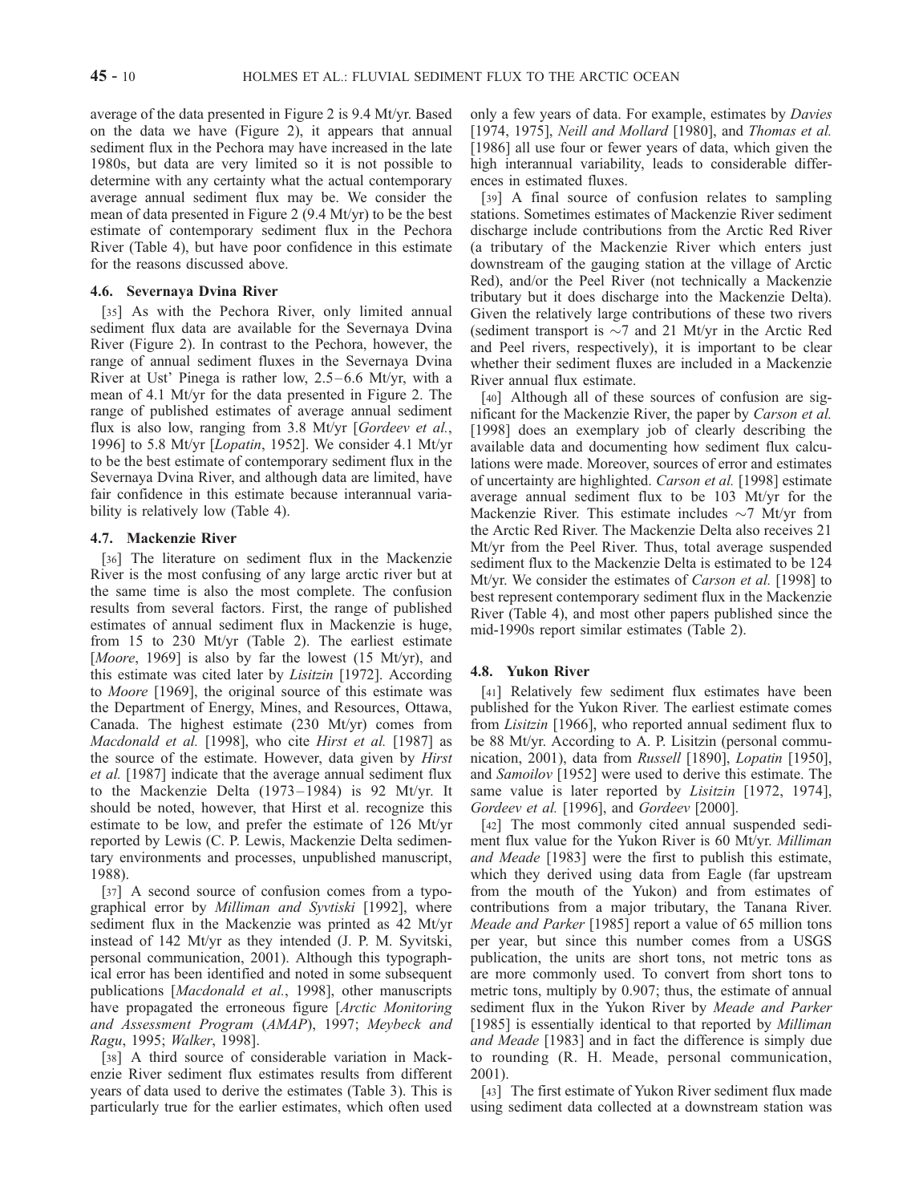average of the data presented in Figure 2 is 9.4 Mt/yr. Based on the data we have (Figure 2), it appears that annual sediment flux in the Pechora may have increased in the late 1980s, but data are very limited so it is not possible to determine with any certainty what the actual contemporary average annual sediment flux may be. We consider the mean of data presented in Figure 2 (9.4 Mt/yr) to be the best estimate of contemporary sediment flux in the Pechora River (Table 4), but have poor confidence in this estimate for the reasons discussed above.

### 4.6. Severnaya Dvina River

[35] As with the Pechora River, only limited annual sediment flux data are available for the Severnaya Dvina River (Figure 2). In contrast to the Pechora, however, the range of annual sediment fluxes in the Severnaya Dvina River at Ust' Pinega is rather low, 2.5–6.6 Mt/yr, with a mean of 4.1 Mt/yr for the data presented in Figure 2. The range of published estimates of average annual sediment flux is also low, ranging from 3.8 Mt/yr [*Gordeev et al.*, 1996] to 5.8 Mt/yr [*Lopatin*, 1952]. We consider 4.1 Mt/yr to be the best estimate of contemporary sediment flux in the Severnaya Dvina River, and although data are limited, have fair confidence in this estimate because interannual variability is relatively low (Table 4).

### 4.7. Mackenzie River

[36] The literature on sediment flux in the Mackenzie River is the most confusing of any large arctic river but at the same time is also the most complete. The confusion results from several factors. First, the range of published estimates of annual sediment flux in Mackenzie is huge, from 15 to 230 Mt/yr (Table 2). The earliest estimate [*Moore*, 1969] is also by far the lowest (15 Mt/yr), and this estimate was cited later by *Lisitzin* [1972]. According to *Moore* [1969], the original source of this estimate was the Department of Energy, Mines, and Resources, Ottawa, Canada. The highest estimate (230 Mt/yr) comes from *Macdonald et al.* [1998], who cite *Hirst et al.* [1987] as the source of the estimate. However, data given by *Hirst et al.* [1987] indicate that the average annual sediment flux to the Mackenzie Delta (1973–1984) is 92 Mt/yr. It should be noted, however, that Hirst et al. recognize this estimate to be low, and prefer the estimate of 126 Mt/yr reported by Lewis (C. P. Lewis, Mackenzie Delta sedimentary environments and processes, unpublished manuscript, 1988).

[37] A second source of confusion comes from a typographical error by *Milliman and Syvtiski* [1992], where sediment flux in the Mackenzie was printed as 42 Mt/yr instead of 142 Mt/yr as they intended (J. P. M. Syvitski, personal communication, 2001). Although this typographical error has been identified and noted in some subsequent publications [*Macdonald et al.*, 1998], other manuscripts have propagated the erroneous figure [*Arctic Monitoring and Assessment Program* (*AMAP*), 1997; *Meybeck and Ragu*, 1995; *Walker*, 1998].

[38] A third source of considerable variation in Mackenzie River sediment flux estimates results from different years of data used to derive the estimates (Table 3). This is particularly true for the earlier estimates, which often used only a few years of data. For example, estimates by *Davies* [1974, 1975], *Neill and Mollard* [1980], and *Thomas et al.* [1986] all use four or fewer years of data, which given the high interannual variability, leads to considerable differences in estimated fluxes.

[39] A final source of confusion relates to sampling stations. Sometimes estimates of Mackenzie River sediment discharge include contributions from the Arctic Red River (a tributary of the Mackenzie River which enters just downstream of the gauging station at the village of Arctic Red), and/or the Peel River (not technically a Mackenzie tributary but it does discharge into the Mackenzie Delta). Given the relatively large contributions of these two rivers (sediment transport is ~7 and 21 Mt/yr in the Arctic Red and Peel rivers, respectively), it is important to be clear whether their sediment fluxes are included in a Mackenzie River annual flux estimate.

[40] Although all of these sources of confusion are significant for the Mackenzie River, the paper by *Carson et al.* [1998] does an exemplary job of clearly describing the available data and documenting how sediment flux calculations were made. Moreover, sources of error and estimates of uncertainty are highlighted. *Carson et al.* [1998] estimate average annual sediment flux to be 103 Mt/yr for the Mackenzie River. This estimate includes ~7 Mt/yr from the Arctic Red River. The Mackenzie Delta also receives 21 Mt/yr from the Peel River. Thus, total average suspended sediment flux to the Mackenzie Delta is estimated to be 124 Mt/yr. We consider the estimates of *Carson et al.* [1998] to best represent contemporary sediment flux in the Mackenzie River (Table 4), and most other papers published since the mid-1990s report similar estimates (Table 2).

### 4.8. Yukon River

[41] Relatively few sediment flux estimates have been published for the Yukon River. The earliest estimate comes from *Lisitzin* [1966], who reported annual sediment flux to be 88 Mt/yr. According to A. P. Lisitzin (personal communication, 2001), data from *Russell* [1890], *Lopatin* [1950], and *Samoilov* [1952] were used to derive this estimate. The same value is later reported by *Lisitzin* [1972, 1974], *Gordeev et al.* [1996], and *Gordeev* [2000].

[42] The most commonly cited annual suspended sediment flux value for the Yukon River is 60 Mt/yr. *Milliman and Meade* [1983] were the first to publish this estimate, which they derived using data from Eagle (far upstream from the mouth of the Yukon) and from estimates of contributions from a major tributary, the Tanana River. *Meade and Parker* [1985] report a value of 65 million tons per year, but since this number comes from a USGS publication, the units are short tons, not metric tons as are more commonly used. To convert from short tons to metric tons, multiply by 0.907; thus, the estimate of annual sediment flux in the Yukon River by *Meade and Parker* [1985] is essentially identical to that reported by *Milliman and Meade* [1983] and in fact the difference is simply due to rounding (R. H. Meade, personal communication, 2001).

[43] The first estimate of Yukon River sediment flux made using sediment data collected at a downstream station was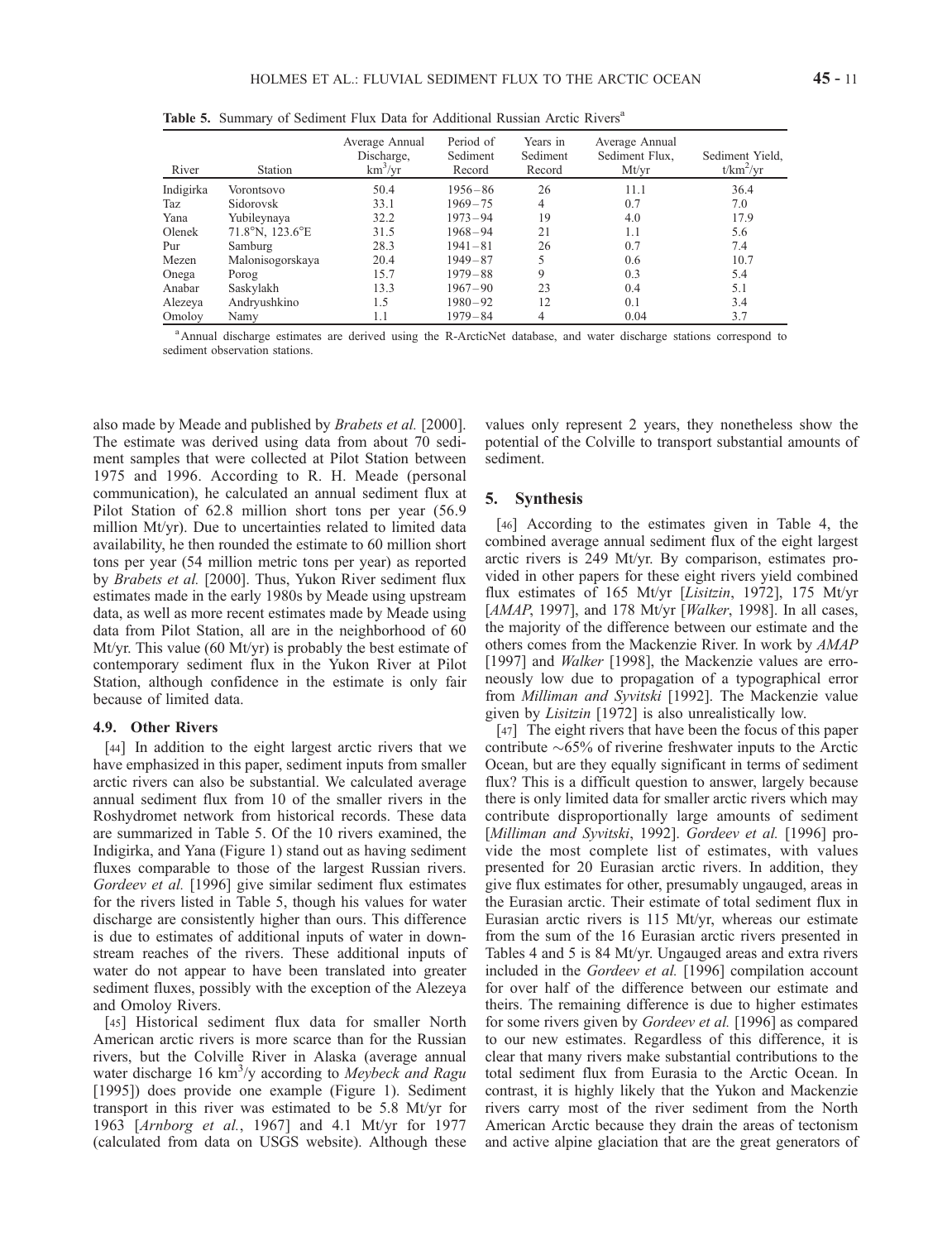**Table 5.** Summary of Sediment Flux Data for Additional Russian Arctic Rivers[a]

| River | Station | Average Annual Discharge, $km^3/yr$ | Period of Sediment Record | Years in Sediment Record | Average Annual Sediment Flux, Mt/yr | Sediment Yield, $t/km^2/yr$ |
|---|---|---|---|---|---|---|
| Indigirka | Vorontsovo | 50.4 | 1956–86 | 26 | 11.1 | 36.4 |
| Taz | Sidorovsk | 33.1 | 1969–75 | 4 | 0.7 | 7.0 |
| Yana | Yubileynaya | 32.2 | 1973–94 | 19 | 4.0 | 17.9 |
| Olenek | 71.8°N, 123.6°E | 31.5 | 1968–94 | 21 | 1.1 | 5.6 |
| Pur | Samburg | 28.3 | 1941–81 | 26 | 0.7 | 7.4 |
| Mezen | Malonisogorskaya | 20.4 | 1949–87 | 5 | 0.6 | 10.7 |
| Onega | Porog | 15.7 | 1979–88 | 9 | 0.3 | 5.4 |
| Anabar | Saskylakh | 13.3 | 1967–90 | 23 | 0.4 | 5.1 |
| Alezeya | Andryushkino | 1.5 | 1980–92 | 12 | 0.1 | 3.4 |
| Omoloy | Namy | 1.1 | 1979–84 | 4 | 0.04 | 3.7 |

[a]Annual discharge estimates are derived using the R-ArcticNet database, and water discharge stations correspond to sediment observation stations.

also made by Meade and published by *Brabets et al.* [2000]. The estimate was derived using data from about 70 sediment samples that were collected at Pilot Station between 1975 and 1996. According to R. H. Meade (personal communication), he calculated an annual sediment flux at Pilot Station of 62.8 million short tons per year (56.9 million Mt/yr). Due to uncertainties related to limited data availability, he then rounded the estimate to 60 million short tons per year (54 million metric tons per year) as reported by *Brabets et al.* [2000]. Thus, Yukon River sediment flux estimates made in the early 1980s by Meade using upstream data, as well as more recent estimates made by Meade using data from Pilot Station, all are in the neighborhood of 60 Mt/yr. This value (60 Mt/yr) is probably the best estimate of contemporary sediment flux in the Yukon River at Pilot Station, although confidence in the estimate is only fair because of limited data.

### 4.9. Other Rivers

[44] In addition to the eight largest arctic rivers that we have emphasized in this paper, sediment inputs from smaller arctic rivers can also be substantial. We calculated average annual sediment flux from 10 of the smaller rivers in the Roshydromet network from historical records. These data are summarized in Table 5. Of the 10 rivers examined, the Indigirka, and Yana (Figure 1) stand out as having sediment fluxes comparable to those of the largest Russian rivers. *Gordeev et al.* [1996] give similar sediment flux estimates for the rivers listed in Table 5, though his values for water discharge are consistently higher than ours. This difference is due to estimates of additional inputs of water in downstream reaches of the rivers. These additional inputs of water do not appear to have been translated into greater sediment fluxes, possibly with the exception of the Alezeya and Omoloy Rivers.

[45] Historical sediment flux data for smaller North American arctic rivers is more scarce than for the Russian rivers, but the Colville River in Alaska (average annual water discharge 16 $km^3$/y according to *Meybeck and Ragu* [1995]) does provide one example (Figure 1). Sediment transport in this river was estimated to be 5.8 Mt/yr for 1963 [*Arnborg et al.*, 1967] and 4.1 Mt/yr for 1977 (calculated from data on USGS website). Although these values only represent 2 years, they nonetheless show the potential of the Colville to transport substantial amounts of sediment.

## 5. Synthesis

[46] According to the estimates given in Table 4, the combined average annual sediment flux of the eight largest arctic rivers is 249 Mt/yr. By comparison, estimates provided in other papers for these eight rivers yield combined flux estimates of 165 Mt/yr [*Lisitzin*, 1972], 175 Mt/yr [*AMAP*, 1997], and 178 Mt/yr [*Walker*, 1998]. In all cases, the majority of the difference between our estimate and the others comes from the Mackenzie River. In work by *AMAP* [1997] and *Walker* [1998], the Mackenzie values are erroneously low due to propagation of a typographical error from *Milliman and Syvitski* [1992]. The Mackenzie value given by *Lisitzin* [1972] is also unrealistically low.

[47] The eight rivers that have been the focus of this paper contribute ~65% of riverine freshwater inputs to the Arctic Ocean, but are they equally significant in terms of sediment flux? This is a difficult question to answer, largely because there is only limited data for smaller arctic rivers which may contribute disproportionally large amounts of sediment [*Milliman and Syvitski*, 1992]. *Gordeev et al.* [1996] provide the most complete list of estimates, with values presented for 20 Eurasian arctic rivers. In addition, they give flux estimates for other, presumably ungauged, areas in the Eurasian arctic. Their estimate of total sediment flux in Eurasian arctic rivers is 115 Mt/yr, whereas our estimate from the sum of the 16 Eurasian arctic rivers presented in Tables 4 and 5 is 84 Mt/yr. Ungauged areas and extra rivers included in the *Gordeev et al.* [1996] compilation account for over half of the difference between our estimate and theirs. The remaining difference is due to higher estimates for some rivers given by *Gordeev et al.* [1996] as compared to our new estimates. Regardless of this difference, it is clear that many rivers make substantial contributions to the total sediment flux from Eurasia to the Arctic Ocean. In contrast, it is highly likely that the Yukon and Mackenzie rivers carry most of the river sediment from the North American Arctic because they drain the areas of tectonism and active alpine glaciation that are the great generators of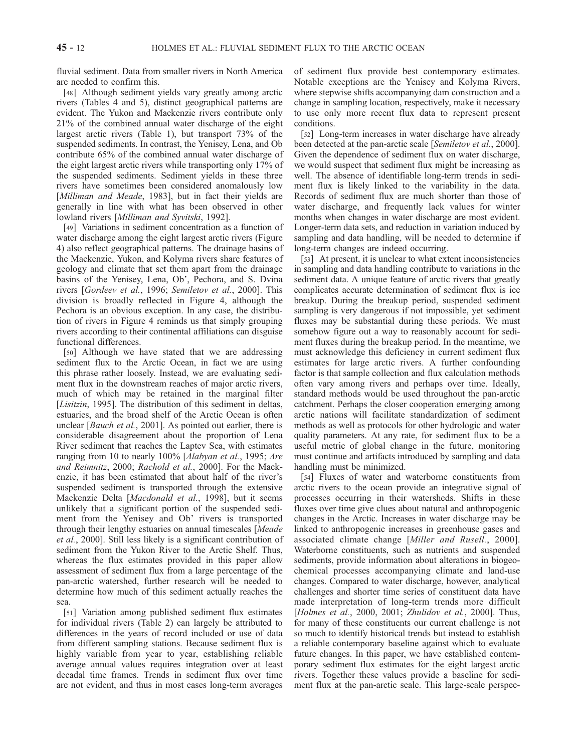fluvial sediment. Data from smaller rivers in North America are needed to confirm this.

[48] Although sediment yields vary greatly among arctic rivers (Tables 4 and 5), distinct geographical patterns are evident. The Yukon and Mackenzie rivers contribute only 21% of the combined annual water discharge of the eight largest arctic rivers (Table 1), but transport 73% of the suspended sediments. In contrast, the Yenisey, Lena, and Ob contribute 65% of the combined annual water discharge of the eight largest arctic rivers while transporting only 17% of the suspended sediments. Sediment yields in these three rivers have sometimes been considered anomalously low [*Milliman and Meade*, 1983], but in fact their yields are generally in line with what has been observed in other lowland rivers [*Milliman and Syvitski*, 1992].

[49] Variations in sediment concentration as a function of water discharge among the eight largest arctic rivers (Figure 4) also reflect geographical patterns. The drainage basins of the Mackenzie, Yukon, and Kolyma rivers share features of geology and climate that set them apart from the drainage basins of the Yenisey, Lena, Ob', Pechora, and S. Dvina rivers [*Gordeev et al.*, 1996; *Semiletov et al.*, 2000]. This division is broadly reflected in Figure 4, although the Pechora is an obvious exception. In any case, the distribution of rivers in Figure 4 reminds us that simply grouping rivers according to their continental affiliations can disguise functional differences.

[50] Although we have stated that we are addressing sediment flux to the Arctic Ocean, in fact we are using this phrase rather loosely. Instead, we are evaluating sediment flux in the downstream reaches of major arctic rivers, much of which may be retained in the marginal filter [*Lisitzin*, 1995]. The distribution of this sediment in deltas, estuaries, and the broad shelf of the Arctic Ocean is often unclear [*Bauch et al.*, 2001]. As pointed out earlier, there is considerable disagreement about the proportion of Lena River sediment that reaches the Laptev Sea, with estimates ranging from 10 to nearly 100% [*Alabyan et al.*, 1995; *Are and Reimnitz*, 2000; *Rachold et al.*, 2000]. For the Mackenzie, it has been estimated that about half of the river's suspended sediment is transported through the extensive Mackenzie Delta [*Macdonald et al.*, 1998], but it seems unlikely that a significant portion of the suspended sediment from the Yenisey and Ob' rivers is transported through their lengthy estuaries on annual timescales [*Meade et al.*, 2000]. Still less likely is a significant contribution of sediment from the Yukon River to the Arctic Shelf. Thus, whereas the flux estimates provided in this paper allow assessment of sediment flux from a large percentage of the pan-arctic watershed, further research will be needed to determine how much of this sediment actually reaches the sea.

[51] Variation among published sediment flux estimates for individual rivers (Table 2) can largely be attributed to differences in the years of record included or use of data from different sampling stations. Because sediment flux is highly variable from year to year, establishing reliable average annual values requires integration over at least decadal time frames. Trends in sediment flux over time are not evident, and thus in most cases long-term averages of sediment flux provide best contemporary estimates. Notable exceptions are the Yenisey and Kolyma Rivers, where stepwise shifts accompanying dam construction and a change in sampling location, respectively, make it necessary to use only more recent flux data to represent present conditions.

[52] Long-term increases in water discharge have already been detected at the pan-arctic scale [*Semiletov et al.*, 2000]. Given the dependence of sediment flux on water discharge, we would suspect that sediment flux might be increasing as well. The absence of identifiable long-term trends in sediment flux is likely linked to the variability in the data. Records of sediment flux are much shorter than those of water discharge, and frequently lack values for winter months when changes in water discharge are most evident. Longer-term data sets, and reduction in variation induced by sampling and data handling, will be needed to determine if long-term changes are indeed occurring.

[53] At present, it is unclear to what extent inconsistencies in sampling and data handling contribute to variations in the sediment data. A unique feature of arctic rivers that greatly complicates accurate determination of sediment flux is ice breakup. During the breakup period, suspended sediment sampling is very dangerous if not impossible, yet sediment fluxes may be substantial during these periods. We must somehow figure out a way to reasonably account for sediment fluxes during the breakup period. In the meantime, we must acknowledge this deficiency in current sediment flux estimates for large arctic rivers. A further confounding factor is that sample collection and flux calculation methods often vary among rivers and perhaps over time. Ideally, standard methods would be used throughout the pan-arctic catchment. Perhaps the closer cooperation emerging among arctic nations will facilitate standardization of sediment methods as well as protocols for other hydrologic and water quality parameters. At any rate, for sediment flux to be a useful metric of global change in the future, monitoring must continue and artifacts introduced by sampling and data handling must be minimized.

[54] Fluxes of water and waterborne constituents from arctic rivers to the ocean provide an integrative signal of processes occurring in their watersheds. Shifts in these fluxes over time give clues about natural and anthropogenic changes in the Arctic. Increases in water discharge may be linked to anthropogenic increases in greenhouse gases and associated climate change [*Miller and Rusell.*, 2000]. Waterborne constituents, such as nutrients and suspended sediments, provide information about alterations in biogeochemical processes accompanying climate and land-use changes. Compared to water discharge, however, analytical challenges and shorter time series of constituent data have made interpretation of long-term trends more difficult [*Holmes et al.*, 2000, 2001; *Zhulidov et al.*, 2000]. Thus, for many of these constituents our current challenge is not so much to identify historical trends but instead to establish a reliable contemporary baseline against which to evaluate future changes. In this paper, we have established contemporary sediment flux estimates for the eight largest arctic rivers. Together these values provide a baseline for sediment flux at the pan-arctic scale. This large-scale perspec-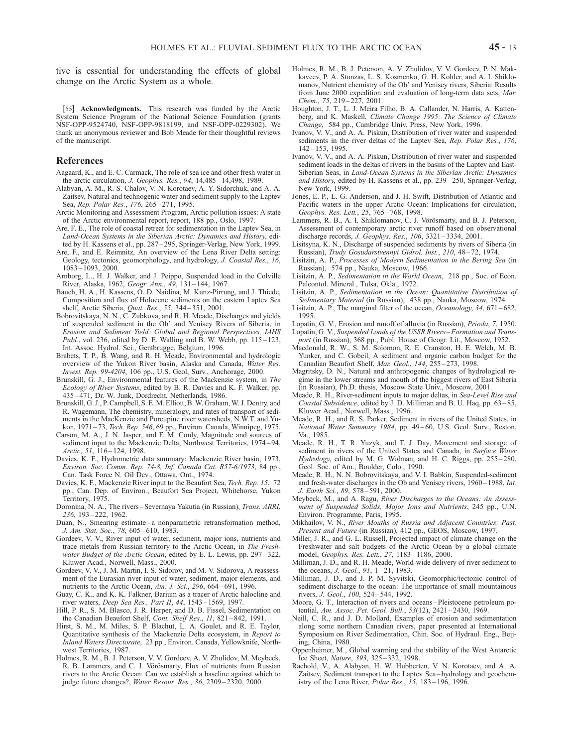tive is essential for understanding the effects of global change on the Arctic System as a whole.

[55] **Acknowledgments.** This research was funded by the Arctic System Science Program of the National Science Foundation (grants NSF-OPP-9524740, NSF-OPP-9818199, and NSF-OPP-0229302). We thank an anonymous reviewer and Bob Meade for their thoughtful reviews of the manuscript.

## References

Aagaard, K., and E. C. Carmack, The role of sea ice and other fresh water in the arctic circulation, *J. Geophys. Res.*, *94*, 14,485–14,498, 1989.

Alabyan, A. M., R. S. Chalov, V. N. Korotaev, A. Y. Sidorchuk, and A. A. Zaitsev, Natural and technogenic water and sediment supply to the Laptev Sea, *Rep. Polar Res.*, *176*, 265–271, 1995.

Arctic Monitoring and Assessment Program, Arctic pollution issues: A state of the Arctic environmental report, report, 188 pp., Oslo, 1997.

Are, F. E., The role of coastal retreat for sedimentation in the Laptev Sea, in *Land-Ocean Systems in the Siberian Arctic: Dynamics and History*, edited by H. Kassens et al., pp. 287–295, Springer-Verlag, New York, 1999.

Are, F., and E. Reimnitz, An overview of the Lena River Delta setting: Geology, tectonics, geomorphology, and hydrology, *J. Coastal Res.*, *16*, 1083–1093, 2000.

Arnborg, L., H. J. Walker, and J. Peippo, Suspended load in the Colville River, Alaska, 1962, *Geogr. Ann.*, *49*, 131–144, 1967.

Bauch, H. A., H. Kassens, O. D. Naidina, M. Kunz-Pirrung, and J. Thiede, Composition and flux of Holocene sediments on the eastern Laptev Sea shelf, Arctic Siberia, *Quat. Res.*, *55*, 344–351, 2001.

Bobrovitskaya, N. N., C. Zubkova, and R. H. Meade, Discharges and yields of suspended sediment in the Ob' and Yenisey Rivers of Siberia, in *Erosion and Sediment Yield: Global and Regional Perspectives, IAHS Publ.*, vol. 236, edited by D. E. Walling and B. W. Webb, pp. 115–123, Int. Assoc. Hydrol. Sci., Gentbrugge, Belgium, 1996.

Brabets, T. P., B. Wang, and R. H. Meade, Environmental and hydrologic overview of the Yukon River basin, Alaska and Canada, *Water Res. Invest. Rep. 99-4204*, 106 pp., U.S. Geol, Surv., Anchorage, 2000.

Brunskill, G. J., Environmental features of the Mackenzie system, in *The Ecology of River Systems*, edited by B. R. Davies and K. F. Walker, pp. 435–471, Dr. W. Junk, Dordrecht, Netherlands, 1986.

Brunskill, G. J., P. Campbell, S. E. M. Elliott, B. W. Graham, W. J. Dentry, and R. Wagemann, The chemistry, mineralogy, and rates of transport of sediments in the MacKenzie and Porcupine river watersheds, N.W.T. and Yukon, 1971–73, *Tech. Rep. 546*, 69 pp., Environ. Canada, Winnipeg, 1975.

Carson, M. A., J. N. Jasper, and F. M. Conly, Magnitude and sources of sediment input to the Mackenzie Delta, Northwest Territories, 1974–94, *Arctic*, *51*, 116–124, 1998.

Davies, K. F., Hydrometric data summary: Mackenzie River basin, 1973, *Environ. Soc. Comm. Rep. 74-8, Inf. Canada Cat. R57-6/1973*, 84 pp., Can. Task Force N. Oil Dev., Ottawa, Ont., 1974.

Davies, K. F., Mackenzie River input to the Beaufort Sea, *Tech. Rep. 15*, 72 pp., Can. Dep. of Environ., Beaufort Sea Project, Whitehorse, Yukon Territory, 1975.

Doronina, N. A., The rivers–Severnaya Yakutia (in Russian), *Trans. ARRI*, *236*, 193–222, 1962.

Duan, N., Smearing estimate–a nonparametric retransformation method, *J. Am. Stat. Soc.*, *78*, 605–610, 1983.

Gordeev, V. V., River input of water, sediment, major ions, nutrients and trace metals from Russian territory to the Arctic Ocean, in *The Freshwater Budget of the Arctic Ocean*, edited by E. L. Lewis, pp. 297–322, Kluwer Acad., Norwell, Mass., 2000.

Gordeev, V. V., J. M. Martin, I. S. Sidorov, and M. V. Sidorova, A reassessment of the Eurasian river input of water, sediment, major elements, and nutrients to the Arctic Ocean, *Am. J. Sci.*, *296*, 664–691, 1996.

Guay, C. K., and K. K. Falkner, Barium as a tracer of Arctic halocline and river waters, *Deep Sea Res., Part II*, *44*, 1543–1569, 1997.

Hill, P. R., S. M. Blasco, J. R. Harper, and D. B. Fissel, Sedimentation on the Canadian Beaufort Shelf, *Cont. Shelf Res.*, *11*, 821–842, 1991.

Hirst, S. M., M. Miles, S. P. Blachut, L. A. Goulet, and R. E. Taylor, Quantitative synthesis of the Mackenzie Delta ecosystem, in *Report to Inland Waters Directorate*, 23 pp., Environ. Canada, Yellowknife, Northwest Territories, 1987.

Holmes, R. M., B. J. Peterson, V. V. Gordeev, A. V. Zhulidov, M. Meybeck, R. B. Lammers, and C. J. Vörösmarty, Flux of nutrients from Russian rivers to the Arctic Ocean: Can we establish a baseline against which to judge future changes?, *Water Resour. Res.*, *36*, 2309–2320, 2000.

Holmes, R. M., B. J. Peterson, A. V. Zhulidov, V. V. Gordeev, P. N. Makkaveev, P. A. Stunzas, L. S. Kosmenko, G. H. Kohler, and A. I. Shiklomanov, Nutrient chemistry of the Ob' and Yenisey rivers, Siberia: Results from June 2000 expedition and evaluation of long-term data sets, *Mar. Chem.*, *75*, 219–227, 2001.

Houghton, J. T., L. J. Meira Filho, B. A. Callander, N. Harris, A. Kattenberg, and K. Maskell, *Climate Change 1995: The Science of Climate Change*, 584 pp., Cambridge Univ. Press, New York, 1996.

Ivanov, V. V., and A. A. Piskun, Distribution of river water and suspended sediments in the river deltas of the Laptev Sea, *Rep. Polar Res.*, *176*, 142–153, 1995.

Ivanov, V. V., and A. A. Piskun, Distribution of river water and suspended sediment loads in the deltas of rivers in the basins of the Laptev and East-Siberian Seas, in *Land-Ocean Systems in the Siberian Arctic: Dynamics and History*, edited by H. Kassens et al., pp. 239–250, Springer-Verlag, New York, 1999.

Jones, E. P., L. G. Anderson, and J. H. Swift, Distribution of Atlantic and Pacific waters in the upper Arctic Ocean: Implications for circulation, *Geophys. Res. Lett.*, *25*, 765–768, 1998.

Lammers, R. B., A. I. Shiklomanov, C. J. Vörösmarty, and B. J. Peterson, Assessment of contemporary arctic river runoff based on observational discharge records, *J. Geophys. Res.*, *106*, 3321–3334, 2001.

Lisitsyna, K. N., Discharge of suspended sediments by rivers of Siberia (in Russian), *Trudy Gosudarstvennyi Gidrol. Inst.*, *210*, 48–72, 1974.

Lisitzin, A. P., *Processes of Modern Sedimentation in the Bering Sea* (in Russian), 574 pp., Nauka, Moscow, 1966.

Lisitzin, A. P., *Sedimentation in the World Ocean*, 218 pp., Soc. of Econ. Paleontol. Mineral., Tulsa, Okla., 1972.

Lisitzin, A. P., *Sedimentation in the Ocean: Quantitative Distribution of Sedimentary Material* (in Russian), 438 pp., Nauka, Moscow, 1974.

Lisitzin, A. P., The marginal filter of the ocean, *Oceanology*, *34*, 671–682, 1995.

Lopatin, G. V., Erosion and runoff of alluvia (in Russian), *Prioda*, *7*, 1950.

Lopatin, G. V., *Suspended Loads of the USSR Rivers–Formation and Transport* (in Russian), 368 pp., Publ. House of Geogr. Lit., Moscow, 1952.

Macdonald, R. W., S. M. Solomon, R. E. Cranston, H. E. Welch, M. B. Yunker, and C. Gobeil, A sediment and organic carbon budget for the Canadian Beaufort Shelf, *Mar. Geol.*, *144*, 255–273, 1998.

Magritsky, D. N., Natural and anthropogenic changes of hydrological regime in the lower streams and mouth of the biggest rivers of East Siberia (in Russian), Ph.D. thesis, Moscow State Univ., Moscow, 2001.

Meade, R. H., River-sediment inputs to major deltas, in *Sea-Level Rise and Coastal Subsidence*, edited by J. D. Milliman and B. U. Haq, pp. 63–85, Kluwer Acad., Norwell, Mass., 1996.

Meade, R. H., and R. S. Parker, Sediment in rivers of the United States, in *National Water Summary 1984*, pp. 49–60, U.S. Geol. Surv., Reston, Va., 1985.

Meade, R. H., T. R. Yuzyk, and T. J. Day, Movement and storage of sediment in rivers of the United States and Canada, in *Surface Water Hydrology*, edited by M. G. Wolman, and H. C. Riggs, pp. 255–280, Geol. Soc. of Am., Boulder, Colo., 1990.

Meade, R. H., N. N. Bobrovitskaya, and V. I. Babkin, Suspended-sediment and fresh-water discharges in the Ob and Yenisey rivers, 1960–1988, *Int. J. Earth Sci.*, *89*, 578–591, 2000.

Meybeck, M., and A. Ragu, *River Discharges to the Oceans: An Assessment of Suspended Solids, Major Ions and Nutrients*, 245 pp., U.N. Environ. Programme, Paris, 1995.

Mikhailov, V. N., *River Mouths of Russia and Adjacent Countries: Past, Present and Future* (in Russian), 412 pp., GEOS, Moscow, 1997.

Miller, J. R., and G. L. Russell, Projected impact of climate change on the Freshwater and salt budgets of the Arctic Ocean by a global climate model, *Geophys. Res. Lett.*, *27*, 1183–1186, 2000.

Milliman, J. D., and R. H. Meade, World-wide delivery of river sediment to the oceans, *J. Geol.*, *91*, 1–21, 1983.

Milliman, J. D., and J. P. M. Syvitski, Geomorphic/tectonic control of sediment discharge to the ocean: The importance of small mountainous rivers, *J. Geol.*, *100*, 524–544, 1992.

Moore, G. T., Interaction of rivers and oceans–Pleistocene petroleum potential, *Am. Assoc. Pet. Geol. Bull.*, *53*(12), 2421–2430, 1969.

Neill, C. R., and J. D. Mollard, Examples of erosion and sedimentation along some northern Canadian rivers, paper presented at International Symposium on River Sedimentation, Chin. Soc. of Hydraul. Eng., Beijing, China, 1980.

Oppenheimer, M., Global warming and the stability of the West Antarctic Ice Sheet, *Nature*, *393*, 325–332, 1998.

Rachold, V., A. Alabyan, H. W. Hubberten, V. N. Korotaev, and A. A. Zaitsev, Sediment transport to the Laptev Sea–hydrology and geochemistry of the Lena River, *Polar Res.*, *15*, 183–196, 1996.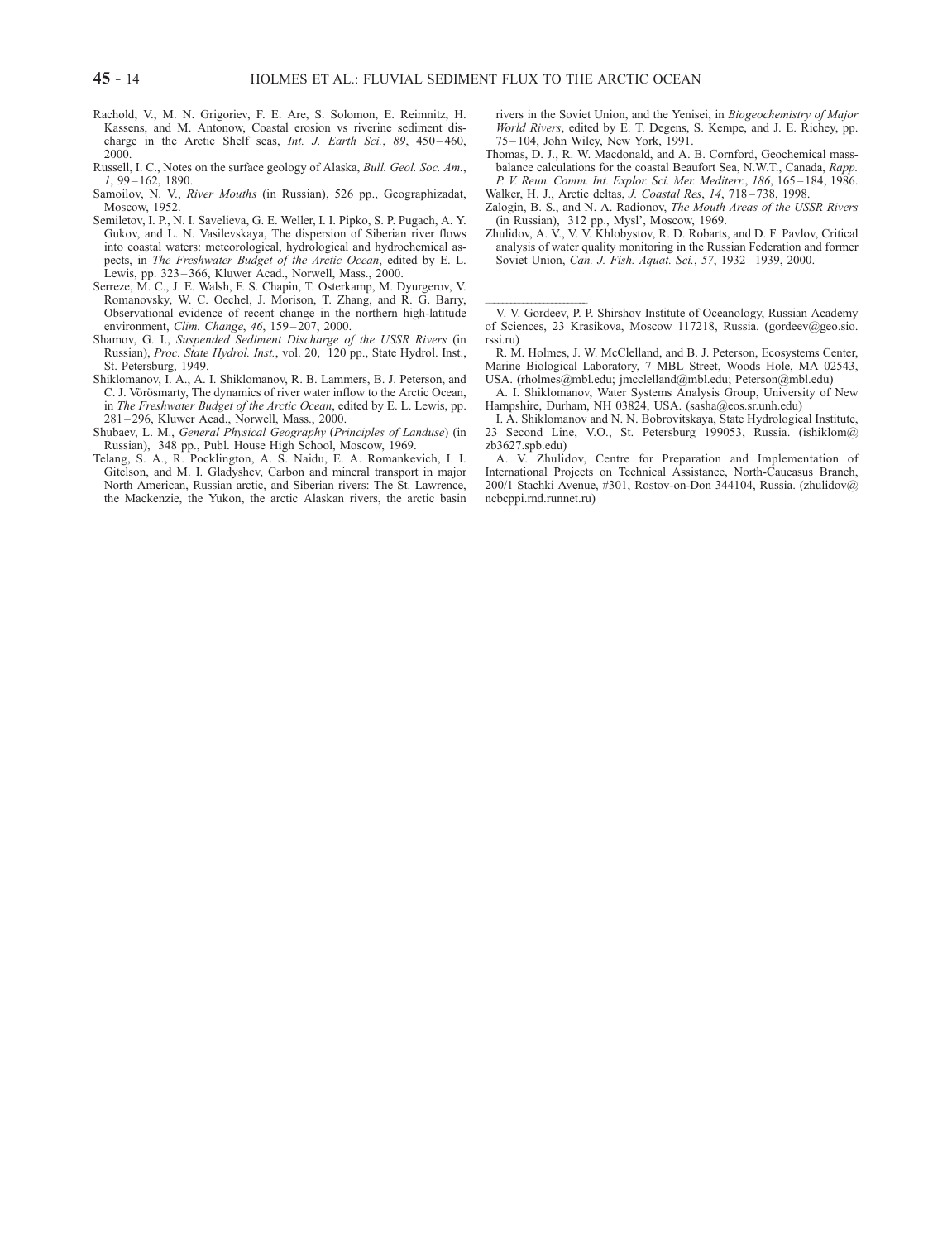Rachold, V., M. N. Grigoriev, F. E. Are, S. Solomon, E. Reimnitz, H. Kassens, and M. Antonow, Coastal erosion vs riverine sediment discharge in the Arctic Shelf seas, *Int. J. Earth Sci.*, *89*, 450–460, 2000.

Russell, I. C., Notes on the surface geology of Alaska, *Bull. Geol. Soc. Am.*, *1*, 99–162, 1890.

Samoilov, N. V., *River Mouths* (in Russian), 526 pp., Geographizadat, Moscow, 1952.

Semiletov, I. P., N. I. Savelieva, G. E. Weller, I. I. Pipko, S. P. Pugach, A. Y. Gukov, and L. N. Vasilevskaya, The dispersion of Siberian river flows into coastal waters: meteorological, hydrological and hydrochemical aspects, in *The Freshwater Budget of the Arctic Ocean*, edited by E. L. Lewis, pp. 323–366, Kluwer Acad., Norwell, Mass., 2000.

Serreze, M. C., J. E. Walsh, F. S. Chapin, T. Osterkamp, M. Dyurgerov, V. Romanovsky, W. C. Oechel, J. Morison, T. Zhang, and R. G. Barry, Observational evidence of recent change in the northern high-latitude environment, *Clim. Change*, *46*, 159–207, 2000.

Shamov, G. I., *Suspended Sediment Discharge of the USSR Rivers* (in Russian), *Proc. State Hydrol. Inst.*, vol. 20, 120 pp., State Hydrol. Inst., St. Petersburg, 1949.

Shiklomanov, I. A., A. I. Shiklomanov, R. B. Lammers, B. J. Peterson, and C. J. Vörösmarty, The dynamics of river water inflow to the Arctic Ocean, in *The Freshwater Budget of the Arctic Ocean*, edited by E. L. Lewis, pp. 281–296, Kluwer Acad., Norwell, Mass., 2000.

Shubaev, L. M., *General Physical Geography* (*Principles of Landuse*) (in Russian), 348 pp., Publ. House High School, Moscow, 1969.

Telang, S. A., R. Pocklington, A. S. Naidu, E. A. Romankevich, I. I. Gitelson, and M. I. Gladyshev, Carbon and mineral transport in major North American, Russian arctic, and Siberian rivers: The St. Lawrence, the Mackenzie, the Yukon, the arctic Alaskan rivers, the arctic basin rivers in the Soviet Union, and the Yenisei, in *Biogeochemistry of Major World Rivers*, edited by E. T. Degens, S. Kempe, and J. E. Richey, pp. 75–104, John Wiley, New York, 1991.

Thomas, D. J., R. W. Macdonald, and A. B. Cornford, Geochemical mass-balance calculations for the coastal Beaufort Sea, N.W.T., Canada, *Rapp. P. V. Reun. Comm. Int. Explor. Sci. Mer. Mediterr.*, *186*, 165–184, 1986.

Walker, H. J., Arctic deltas, *J. Coastal Res*, *14*, 718–738, 1998.

Zalogin, B. S., and N. A. Radionov, *The Mouth Areas of the USSR Rivers* (in Russian), 312 pp., Mysl', Moscow, 1969.

Zhulidov, A. V., V. V. Khlobystov, R. D. Robarts, and D. F. Pavlov, Critical analysis of water quality monitoring in the Russian Federation and former Soviet Union, *Can. J. Fish. Aquat. Sci.*, *57*, 1932–1939, 2000.

---

V. V. Gordeev, P. P. Shirshov Institute of Oceanology, Russian Academy of Sciences, 23 Krasikova, Moscow 117218, Russia. (gordeev@geo.sio.rssi.ru)

R. M. Holmes, J. W. McClelland, and B. J. Peterson, Ecosystems Center, Marine Biological Laboratory, 7 MBL Street, Woods Hole, MA 02543, USA. (rholmes@mbl.edu; jmcclelland@mbl.edu; Peterson@mbl.edu)

A. I. Shiklomanov, Water Systems Analysis Group, University of New Hampshire, Durham, NH 03824, USA. (sasha@eos.sr.unh.edu)

I. A. Shiklomanov and N. N. Bobrovitskaya, State Hydrological Institute, 23 Second Line, V.O., St. Petersburg 199053, Russia. (ishiklom@zb3627.spb.edu)

A. V. Zhulidov, Centre for Preparation and Implementation of International Projects on Technical Assistance, North-Caucasus Branch, 200/1 Stachki Avenue, #301, Rostov-on-Don 344104, Russia. (zhulidov@ncbcppi.rnd.runnet.ru)